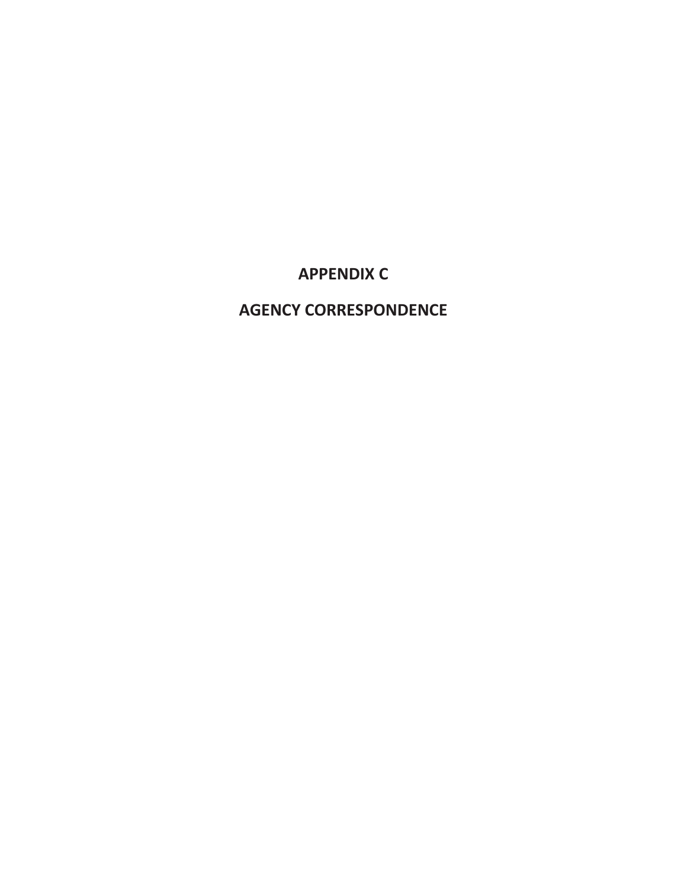# APPENDIX C

# AGENCY CORRESPONDENCE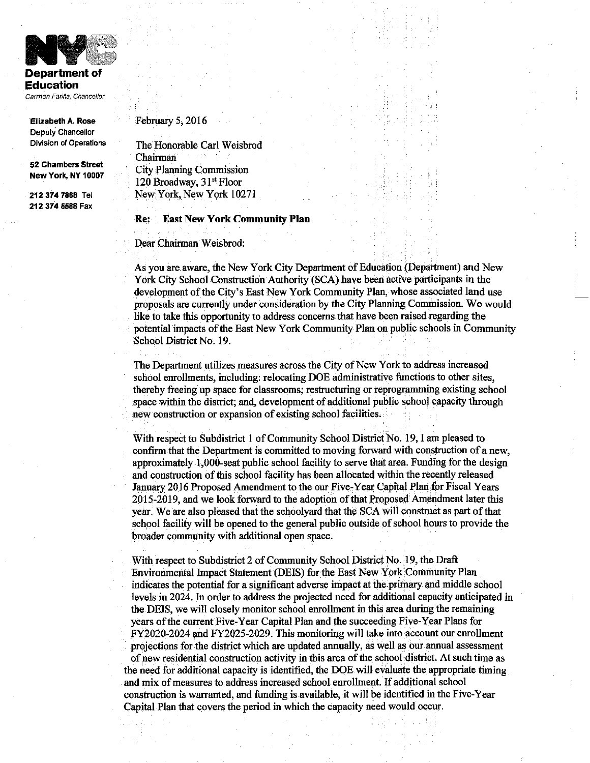**Department of Education**
*Carmen Fariña, Chancellor*

**Elizabeth A. Rose**
Deputy Chancellor
Division of Operations

**52 Chambers Street**
**New York, NY 10007**

**212 374 7868 Tel**
**212 374 5588 Fax**

February 5, 2016

The Honorable Carl Weisbrod
Chairman
City Planning Commission
120 Broadway, 31st Floor
New York, New York 10271

**Re: East New York Community Plan**

Dear Chairman Weisbrod:

As you are aware, the New York City Department of Education (Department) and New York City School Construction Authority (SCA) have been active participants in the development of the City's East New York Community Plan, whose associated land use proposals are currently under consideration by the City Planning Commission. We would like to take this opportunity to address concerns that have been raised regarding the potential impacts of the East New York Community Plan on public schools in Community School District No. 19.

The Department utilizes measures across the City of New York to address increased school enrollments, including: relocating DOE administrative functions to other sites, thereby freeing up space for classrooms; restructuring or reprogramming existing school space within the district; and, development of additional public school capacity through new construction or expansion of existing school facilities.

With respect to Subdistrict 1 of Community School District No. 19, I am pleased to confirm that the Department is committed to moving forward with construction of a new, approximately 1,000-seat public school facility to serve that area. Funding for the design and construction of this school facility has been allocated within the recently released January 2016 Proposed Amendment to the our Five-Year Capital Plan for Fiscal Years 2015-2019, and we look forward to the adoption of that Proposed Amendment later this year. We are also pleased that the schoolyard that the SCA will construct as part of that school facility will be opened to the general public outside of school hours to provide the broader community with additional open space.

With respect to Subdistrict 2 of Community School District No. 19, the Draft Environmental Impact Statement (DEIS) for the East New York Community Plan indicates the potential for a significant adverse impact at the primary and middle school levels in 2024. In order to address the projected need for additional capacity anticipated in the DEIS, we will closely monitor school enrollment in this area during the remaining years of the current Five-Year Capital Plan and the succeeding Five-Year Plans for FY2020-2024 and FY2025-2029. This monitoring will take into account our enrollment projections for the district which are updated annually, as well as our annual assessment of new residential construction activity in this area of the school district. At such time as the need for additional capacity is identified, the DOE will evaluate the appropriate timing and mix of measures to address increased school enrollment. If additional school construction is warranted, and funding is available, it will be identified in the Five-Year Capital Plan that covers the period in which the capacity need would occur.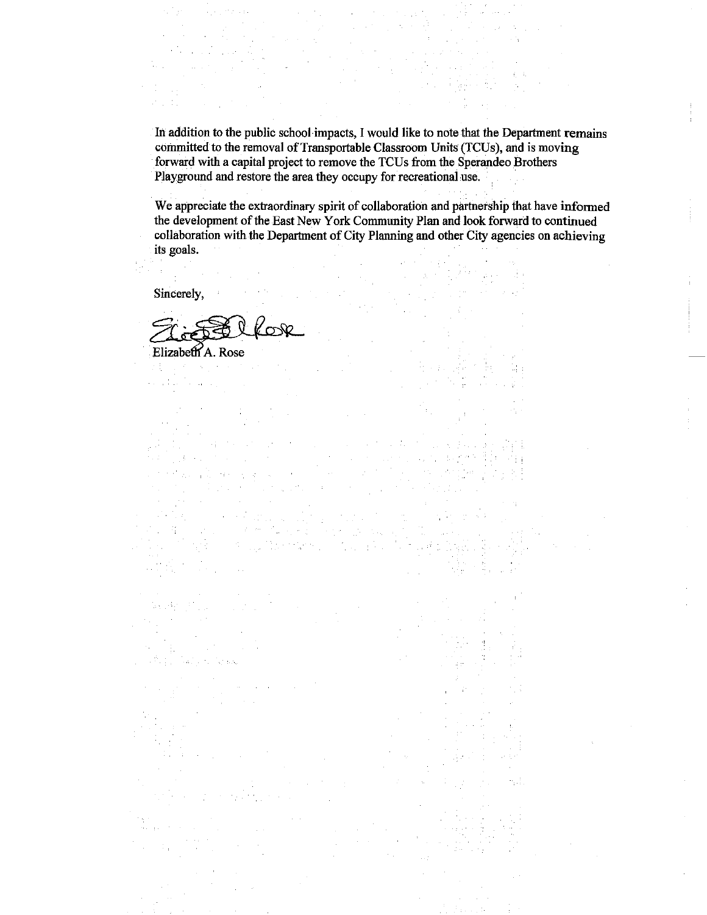In addition to the public school impacts, I would like to note that the Department remains committed to the removal of Transportable Classroom Units (TCUs), and is moving forward with a capital project to remove the TCUs from the Sperandeo Brothers Playground and restore the area they occupy for recreational use.

We appreciate the extraordinary spirit of collaboration and partnership that have informed the development of the East New York Community Plan and look forward to continued collaboration with the Department of City Planning and other City agencies on achieving its goals.

Sincerely,

Elizabeth A. Rose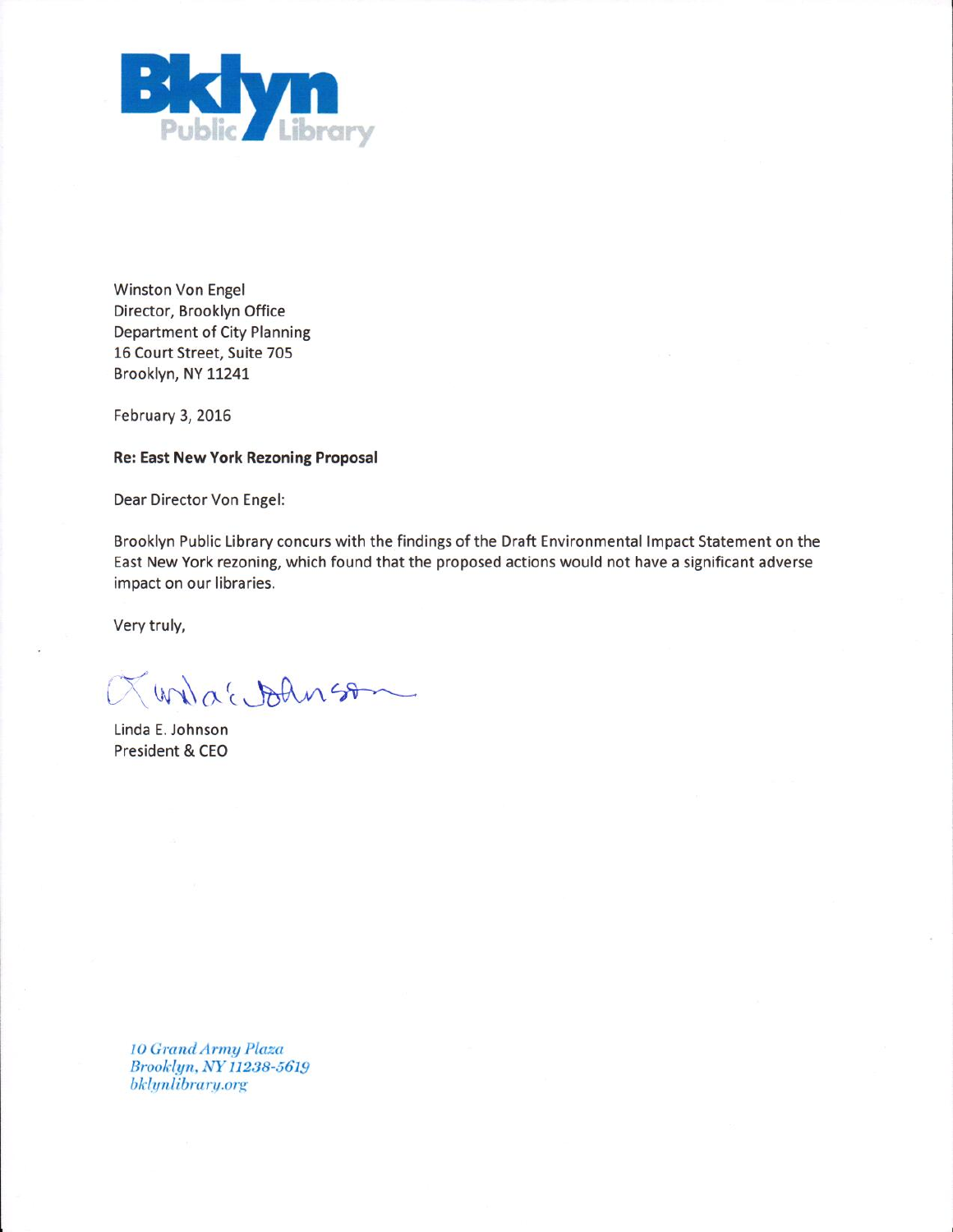**Bklyn**
Public Library

Winston Von Engel
Director, Brooklyn Office
Department of City Planning
16 Court Street, Suite 705
Brooklyn, NY 11241

February 3, 2016

**Re: East New York Rezoning Proposal**

Dear Director Von Engel:

Brooklyn Public Library concurs with the findings of the Draft Environmental Impact Statement on the East New York rezoning, which found that the proposed actions would not have a significant adverse impact on our libraries.

Very truly,

Linda E. Johnson
President & CEO

*10 Grand Army Plaza*
*Brooklyn, NY 11238-5619*
*bklynlibrary.org*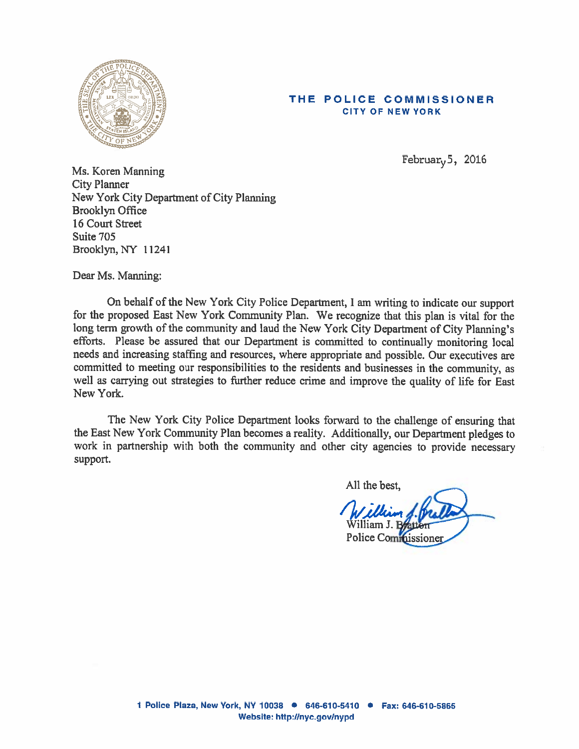**THE POLICE COMMISSIONER**
**CITY OF NEW YORK**

February 5, 2016

Ms. Koren Manning
City Planner
New York City Department of City Planning
Brooklyn Office
16 Court Street
Suite 705
Brooklyn, NY 11241

Dear Ms. Manning:

On behalf of the New York City Police Department, I am writing to indicate our support for the proposed East New York Community Plan. We recognize that this plan is vital for the long term growth of the community and laud the New York City Department of City Planning's efforts. Please be assured that our Department is committed to continually monitoring local needs and increasing staffing and resources, where appropriate and possible. Our executives are committed to meeting our responsibilities to the residents and businesses in the community, as well as carrying out strategies to further reduce crime and improve the quality of life for East New York.

The New York City Police Department looks forward to the challenge of ensuring that the East New York Community Plan becomes a reality. Additionally, our Department pledges to work in partnership with both the community and other city agencies to provide necessary support.

All the best,

William J. Bratton
Police Commissioner

1 Police Plaza, New York, NY 10038 • 646-610-5410 • Fax: 646-610-5865
Website: http://nyc.gov/nypd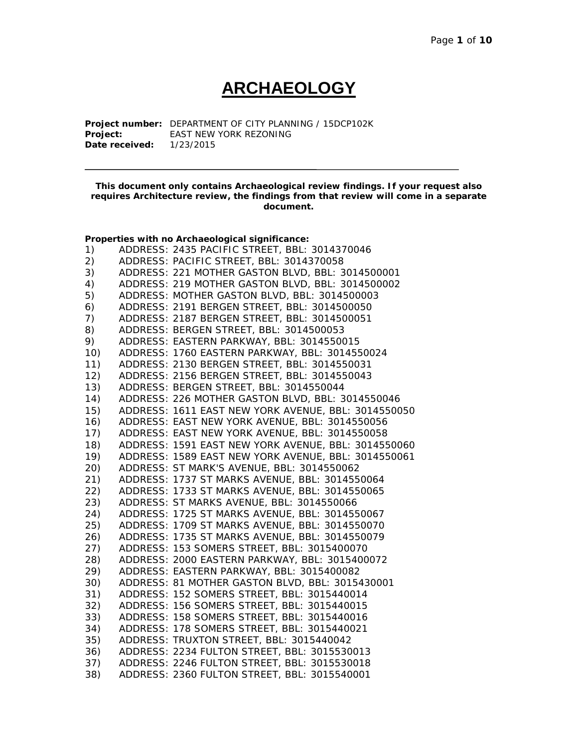# ARCHAEOLOGY

**Project number:** DEPARTMENT OF CITY PLANNING / 15DCP102K
**Project:** EAST NEW YORK REZONING
**Date received:** 1/23/2015

---

**This document only contains Archaeological review findings. If your request also requires Architecture review, the findings from that review will come in a separate document.**

**Properties with no Archaeological significance:**

1) ADDRESS: 2435 PACIFIC STREET, BBL: 3014370046
2) ADDRESS: PACIFIC STREET, BBL: 3014370058
3) ADDRESS: 221 MOTHER GASTON BLVD, BBL: 3014500001
4) ADDRESS: 219 MOTHER GASTON BLVD, BBL: 3014500002
5) ADDRESS: MOTHER GASTON BLVD, BBL: 3014500003
6) ADDRESS: 2191 BERGEN STREET, BBL: 3014500050
7) ADDRESS: 2187 BERGEN STREET, BBL: 3014500051
8) ADDRESS: BERGEN STREET, BBL: 3014500053
9) ADDRESS: EASTERN PARKWAY, BBL: 3014550015
10) ADDRESS: 1760 EASTERN PARKWAY, BBL: 3014550024
11) ADDRESS: 2130 BERGEN STREET, BBL: 3014550031
12) ADDRESS: 2156 BERGEN STREET, BBL: 3014550043
13) ADDRESS: BERGEN STREET, BBL: 3014550044
14) ADDRESS: 226 MOTHER GASTON BLVD, BBL: 3014550046
15) ADDRESS: 1611 EAST NEW YORK AVENUE, BBL: 3014550050
16) ADDRESS: EAST NEW YORK AVENUE, BBL: 3014550056
17) ADDRESS: EAST NEW YORK AVENUE, BBL: 3014550058
18) ADDRESS: 1591 EAST NEW YORK AVENUE, BBL: 3014550060
19) ADDRESS: 1589 EAST NEW YORK AVENUE, BBL: 3014550061
20) ADDRESS: ST MARK'S AVENUE, BBL: 3014550062
21) ADDRESS: 1737 ST MARKS AVENUE, BBL: 3014550064
22) ADDRESS: 1733 ST MARKS AVENUE, BBL: 3014550065
23) ADDRESS: ST MARKS AVENUE, BBL: 3014550066
24) ADDRESS: 1725 ST MARKS AVENUE, BBL: 3014550067
25) ADDRESS: 1709 ST MARKS AVENUE, BBL: 3014550070
26) ADDRESS: 1735 ST MARKS AVENUE, BBL: 3014550079
27) ADDRESS: 153 SOMERS STREET, BBL: 3015400070
28) ADDRESS: 2000 EASTERN PARKWAY, BBL: 3015400072
29) ADDRESS: EASTERN PARKWAY, BBL: 3015400082
30) ADDRESS: 81 MOTHER GASTON BLVD, BBL: 3015430001
31) ADDRESS: 152 SOMERS STREET, BBL: 3015440014
32) ADDRESS: 156 SOMERS STREET, BBL: 3015440015
33) ADDRESS: 158 SOMERS STREET, BBL: 3015440016
34) ADDRESS: 178 SOMERS STREET, BBL: 3015440021
35) ADDRESS: TRUXTON STREET, BBL: 3015440042
36) ADDRESS: 2234 FULTON STREET, BBL: 3015530013
37) ADDRESS: 2246 FULTON STREET, BBL: 3015530018
38) ADDRESS: 2360 FULTON STREET, BBL: 3015540001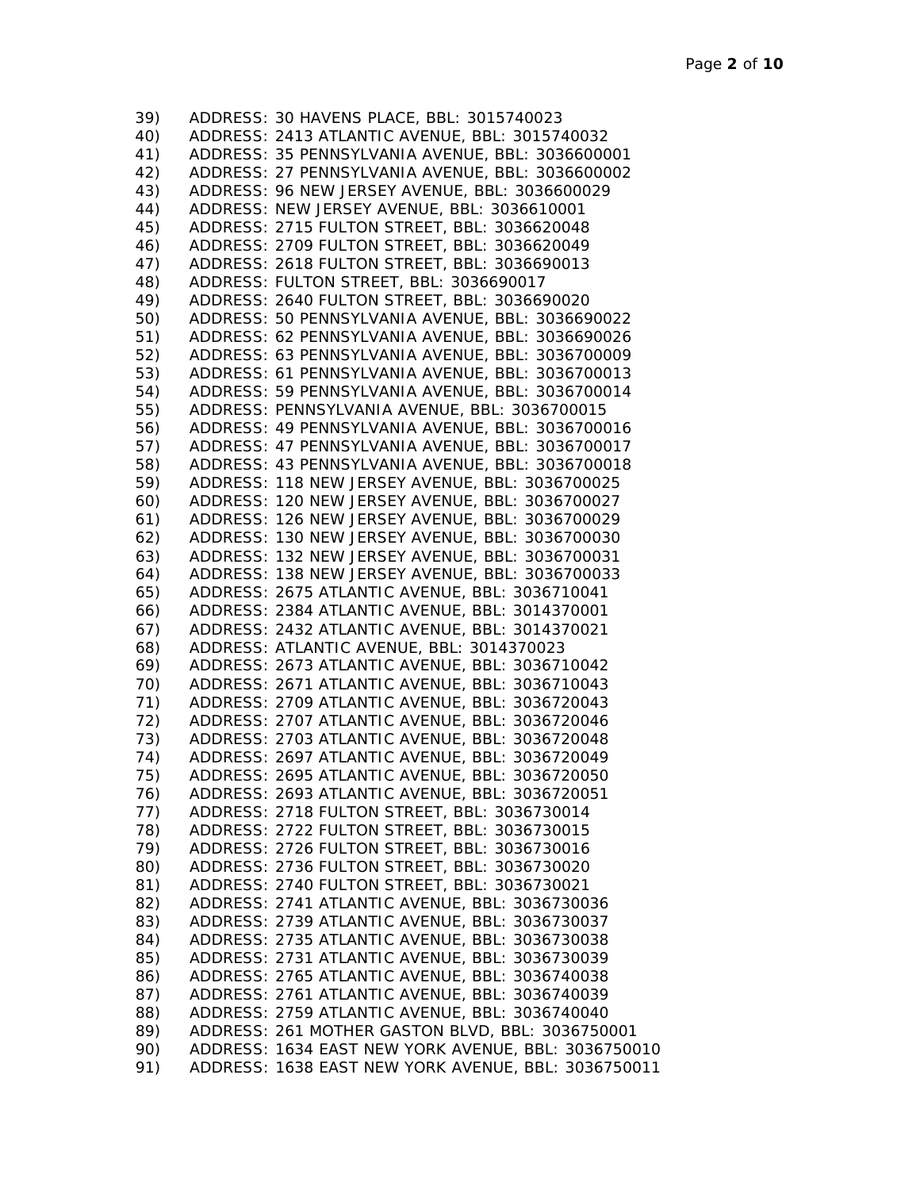39) ADDRESS: 30 HAVENS PLACE, BBL: 3015740023
40) ADDRESS: 2413 ATLANTIC AVENUE, BBL: 3015740032
41) ADDRESS: 35 PENNSYLVANIA AVENUE, BBL: 3036600001
42) ADDRESS: 27 PENNSYLVANIA AVENUE, BBL: 3036600002
43) ADDRESS: 96 NEW JERSEY AVENUE, BBL: 3036600029
44) ADDRESS: NEW JERSEY AVENUE, BBL: 3036610001
45) ADDRESS: 2715 FULTON STREET, BBL: 3036620048
46) ADDRESS: 2709 FULTON STREET, BBL: 3036620049
47) ADDRESS: 2618 FULTON STREET, BBL: 3036690013
48) ADDRESS: FULTON STREET, BBL: 3036690017
49) ADDRESS: 2640 FULTON STREET, BBL: 3036690020
50) ADDRESS: 50 PENNSYLVANIA AVENUE, BBL: 3036690022
51) ADDRESS: 62 PENNSYLVANIA AVENUE, BBL: 3036690026
52) ADDRESS: 63 PENNSYLVANIA AVENUE, BBL: 3036700009
53) ADDRESS: 61 PENNSYLVANIA AVENUE, BBL: 3036700013
54) ADDRESS: 59 PENNSYLVANIA AVENUE, BBL: 3036700014
55) ADDRESS: PENNSYLVANIA AVENUE, BBL: 3036700015
56) ADDRESS: 49 PENNSYLVANIA AVENUE, BBL: 3036700016
57) ADDRESS: 47 PENNSYLVANIA AVENUE, BBL: 3036700017
58) ADDRESS: 43 PENNSYLVANIA AVENUE, BBL: 3036700018
59) ADDRESS: 118 NEW JERSEY AVENUE, BBL: 3036700025
60) ADDRESS: 120 NEW JERSEY AVENUE, BBL: 3036700027
61) ADDRESS: 126 NEW JERSEY AVENUE, BBL: 3036700029
62) ADDRESS: 130 NEW JERSEY AVENUE, BBL: 3036700030
63) ADDRESS: 132 NEW JERSEY AVENUE, BBL: 3036700031
64) ADDRESS: 138 NEW JERSEY AVENUE, BBL: 3036700033
65) ADDRESS: 2675 ATLANTIC AVENUE, BBL: 3036710041
66) ADDRESS: 2384 ATLANTIC AVENUE, BBL: 3014370001
67) ADDRESS: 2432 ATLANTIC AVENUE, BBL: 3014370021
68) ADDRESS: ATLANTIC AVENUE, BBL: 3014370023
69) ADDRESS: 2673 ATLANTIC AVENUE, BBL: 3036710042
70) ADDRESS: 2671 ATLANTIC AVENUE, BBL: 3036710043
71) ADDRESS: 2709 ATLANTIC AVENUE, BBL: 3036720043
72) ADDRESS: 2707 ATLANTIC AVENUE, BBL: 3036720046
73) ADDRESS: 2703 ATLANTIC AVENUE, BBL: 3036720048
74) ADDRESS: 2697 ATLANTIC AVENUE, BBL: 3036720049
75) ADDRESS: 2695 ATLANTIC AVENUE, BBL: 3036720050
76) ADDRESS: 2693 ATLANTIC AVENUE, BBL: 3036720051
77) ADDRESS: 2718 FULTON STREET, BBL: 3036730014
78) ADDRESS: 2722 FULTON STREET, BBL: 3036730015
79) ADDRESS: 2726 FULTON STREET, BBL: 3036730016
80) ADDRESS: 2736 FULTON STREET, BBL: 3036730020
81) ADDRESS: 2740 FULTON STREET, BBL: 3036730021
82) ADDRESS: 2741 ATLANTIC AVENUE, BBL: 3036730036
83) ADDRESS: 2739 ATLANTIC AVENUE, BBL: 3036730037
84) ADDRESS: 2735 ATLANTIC AVENUE, BBL: 3036730038
85) ADDRESS: 2731 ATLANTIC AVENUE, BBL: 3036730039
86) ADDRESS: 2765 ATLANTIC AVENUE, BBL: 3036740038
87) ADDRESS: 2761 ATLANTIC AVENUE, BBL: 3036740039
88) ADDRESS: 2759 ATLANTIC AVENUE, BBL: 3036740040
89) ADDRESS: 261 MOTHER GASTON BLVD, BBL: 3036750001
90) ADDRESS: 1634 EAST NEW YORK AVENUE, BBL: 3036750010
91) ADDRESS: 1638 EAST NEW YORK AVENUE, BBL: 3036750011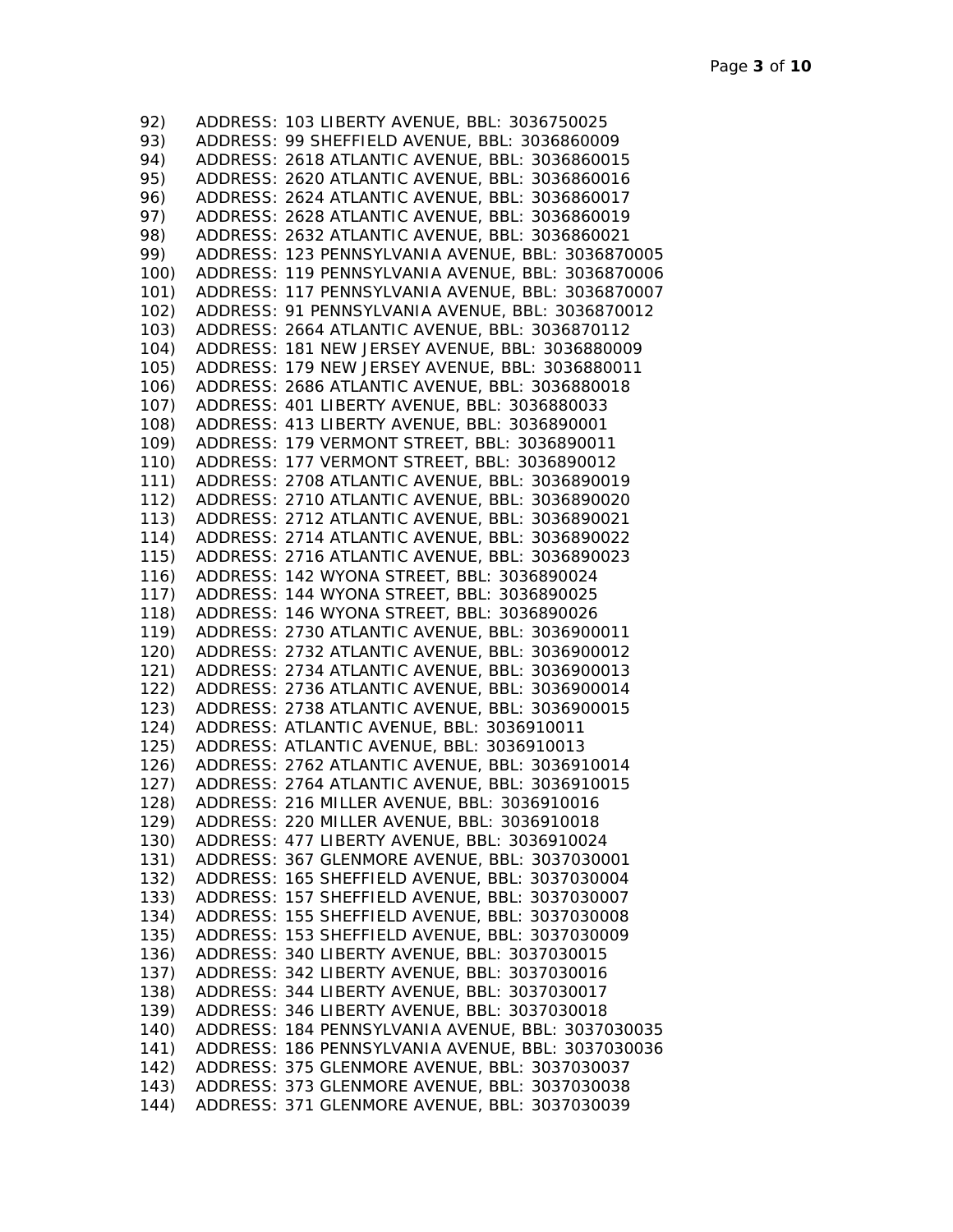92) ADDRESS: 103 LIBERTY AVENUE, BBL: 3036750025
93) ADDRESS: 99 SHEFFIELD AVENUE, BBL: 3036860009
94) ADDRESS: 2618 ATLANTIC AVENUE, BBL: 3036860015
95) ADDRESS: 2620 ATLANTIC AVENUE, BBL: 3036860016
96) ADDRESS: 2624 ATLANTIC AVENUE, BBL: 3036860017
97) ADDRESS: 2628 ATLANTIC AVENUE, BBL: 3036860019
98) ADDRESS: 2632 ATLANTIC AVENUE, BBL: 3036860021
99) ADDRESS: 123 PENNSYLVANIA AVENUE, BBL: 3036870005
100) ADDRESS: 119 PENNSYLVANIA AVENUE, BBL: 3036870006
101) ADDRESS: 117 PENNSYLVANIA AVENUE, BBL: 3036870007
102) ADDRESS: 91 PENNSYLVANIA AVENUE, BBL: 3036870012
103) ADDRESS: 2664 ATLANTIC AVENUE, BBL: 3036870112
104) ADDRESS: 181 NEW JERSEY AVENUE, BBL: 3036880009
105) ADDRESS: 179 NEW JERSEY AVENUE, BBL: 3036880011
106) ADDRESS: 2686 ATLANTIC AVENUE, BBL: 3036880018
107) ADDRESS: 401 LIBERTY AVENUE, BBL: 3036880033
108) ADDRESS: 413 LIBERTY AVENUE, BBL: 3036890001
109) ADDRESS: 179 VERMONT STREET, BBL: 3036890011
110) ADDRESS: 177 VERMONT STREET, BBL: 3036890012
111) ADDRESS: 2708 ATLANTIC AVENUE, BBL: 3036890019
112) ADDRESS: 2710 ATLANTIC AVENUE, BBL: 3036890020
113) ADDRESS: 2712 ATLANTIC AVENUE, BBL: 3036890021
114) ADDRESS: 2714 ATLANTIC AVENUE, BBL: 3036890022
115) ADDRESS: 2716 ATLANTIC AVENUE, BBL: 3036890023
116) ADDRESS: 142 WYONA STREET, BBL: 3036890024
117) ADDRESS: 144 WYONA STREET, BBL: 3036890025
118) ADDRESS: 146 WYONA STREET, BBL: 3036890026
119) ADDRESS: 2730 ATLANTIC AVENUE, BBL: 3036900011
120) ADDRESS: 2732 ATLANTIC AVENUE, BBL: 3036900012
121) ADDRESS: 2734 ATLANTIC AVENUE, BBL: 3036900013
122) ADDRESS: 2736 ATLANTIC AVENUE, BBL: 3036900014
123) ADDRESS: 2738 ATLANTIC AVENUE, BBL: 3036900015
124) ADDRESS: ATLANTIC AVENUE, BBL: 3036910011
125) ADDRESS: ATLANTIC AVENUE, BBL: 3036910013
126) ADDRESS: 2762 ATLANTIC AVENUE, BBL: 3036910014
127) ADDRESS: 2764 ATLANTIC AVENUE, BBL: 3036910015
128) ADDRESS: 216 MILLER AVENUE, BBL: 3036910016
129) ADDRESS: 220 MILLER AVENUE, BBL: 3036910018
130) ADDRESS: 477 LIBERTY AVENUE, BBL: 3036910024
131) ADDRESS: 367 GLENMORE AVENUE, BBL: 3037030001
132) ADDRESS: 165 SHEFFIELD AVENUE, BBL: 3037030004
133) ADDRESS: 157 SHEFFIELD AVENUE, BBL: 3037030007
134) ADDRESS: 155 SHEFFIELD AVENUE, BBL: 3037030008
135) ADDRESS: 153 SHEFFIELD AVENUE, BBL: 3037030009
136) ADDRESS: 340 LIBERTY AVENUE, BBL: 3037030015
137) ADDRESS: 342 LIBERTY AVENUE, BBL: 3037030016
138) ADDRESS: 344 LIBERTY AVENUE, BBL: 3037030017
139) ADDRESS: 346 LIBERTY AVENUE, BBL: 3037030018
140) ADDRESS: 184 PENNSYLVANIA AVENUE, BBL: 3037030035
141) ADDRESS: 186 PENNSYLVANIA AVENUE, BBL: 3037030036
142) ADDRESS: 375 GLENMORE AVENUE, BBL: 3037030037
143) ADDRESS: 373 GLENMORE AVENUE, BBL: 3037030038
144) ADDRESS: 371 GLENMORE AVENUE, BBL: 3037030039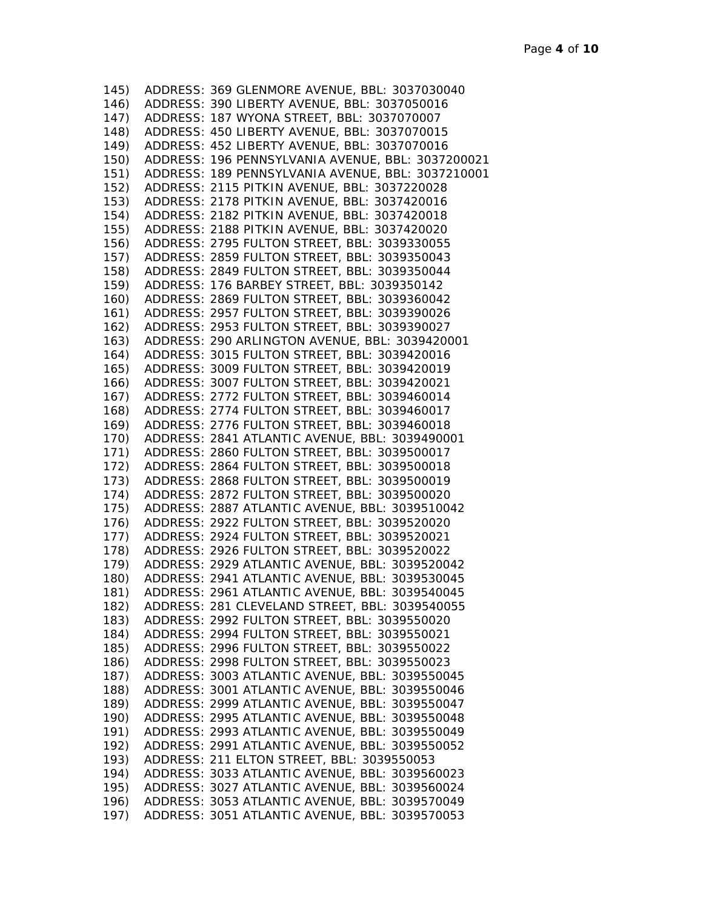145) ADDRESS: 369 GLENMORE AVENUE, BBL: 3037030040
146) ADDRESS: 390 LIBERTY AVENUE, BBL: 3037050016
147) ADDRESS: 187 WYONA STREET, BBL: 3037070007
148) ADDRESS: 450 LIBERTY AVENUE, BBL: 3037070015
149) ADDRESS: 452 LIBERTY AVENUE, BBL: 3037070016
150) ADDRESS: 196 PENNSYLVANIA AVENUE, BBL: 3037200021
151) ADDRESS: 189 PENNSYLVANIA AVENUE, BBL: 3037210001
152) ADDRESS: 2115 PITKIN AVENUE, BBL: 3037220028
153) ADDRESS: 2178 PITKIN AVENUE, BBL: 3037420016
154) ADDRESS: 2182 PITKIN AVENUE, BBL: 3037420018
155) ADDRESS: 2188 PITKIN AVENUE, BBL: 3037420020
156) ADDRESS: 2795 FULTON STREET, BBL: 3039330055
157) ADDRESS: 2859 FULTON STREET, BBL: 3039350043
158) ADDRESS: 2849 FULTON STREET, BBL: 3039350044
159) ADDRESS: 176 BARBEY STREET, BBL: 3039350142
160) ADDRESS: 2869 FULTON STREET, BBL: 3039360042
161) ADDRESS: 2957 FULTON STREET, BBL: 3039390026
162) ADDRESS: 2953 FULTON STREET, BBL: 3039390027
163) ADDRESS: 290 ARLINGTON AVENUE, BBL: 3039420001
164) ADDRESS: 3015 FULTON STREET, BBL: 3039420016
165) ADDRESS: 3009 FULTON STREET, BBL: 3039420019
166) ADDRESS: 3007 FULTON STREET, BBL: 3039420021
167) ADDRESS: 2772 FULTON STREET, BBL: 3039460014
168) ADDRESS: 2774 FULTON STREET, BBL: 3039460017
169) ADDRESS: 2776 FULTON STREET, BBL: 3039460018
170) ADDRESS: 2841 ATLANTIC AVENUE, BBL: 3039490001
171) ADDRESS: 2860 FULTON STREET, BBL: 3039500017
172) ADDRESS: 2864 FULTON STREET, BBL: 3039500018
173) ADDRESS: 2868 FULTON STREET, BBL: 3039500019
174) ADDRESS: 2872 FULTON STREET, BBL: 3039500020
175) ADDRESS: 2887 ATLANTIC AVENUE, BBL: 3039510042
176) ADDRESS: 2922 FULTON STREET, BBL: 3039520020
177) ADDRESS: 2924 FULTON STREET, BBL: 3039520021
178) ADDRESS: 2926 FULTON STREET, BBL: 3039520022
179) ADDRESS: 2929 ATLANTIC AVENUE, BBL: 3039520042
180) ADDRESS: 2941 ATLANTIC AVENUE, BBL: 3039530045
181) ADDRESS: 2961 ATLANTIC AVENUE, BBL: 3039540045
182) ADDRESS: 281 CLEVELAND STREET, BBL: 3039540055
183) ADDRESS: 2992 FULTON STREET, BBL: 3039550020
184) ADDRESS: 2994 FULTON STREET, BBL: 3039550021
185) ADDRESS: 2996 FULTON STREET, BBL: 3039550022
186) ADDRESS: 2998 FULTON STREET, BBL: 3039550023
187) ADDRESS: 3003 ATLANTIC AVENUE, BBL: 3039550045
188) ADDRESS: 3001 ATLANTIC AVENUE, BBL: 3039550046
189) ADDRESS: 2999 ATLANTIC AVENUE, BBL: 3039550047
190) ADDRESS: 2995 ATLANTIC AVENUE, BBL: 3039550048
191) ADDRESS: 2993 ATLANTIC AVENUE, BBL: 3039550049
192) ADDRESS: 2991 ATLANTIC AVENUE, BBL: 3039550052
193) ADDRESS: 211 ELTON STREET, BBL: 3039550053
194) ADDRESS: 3033 ATLANTIC AVENUE, BBL: 3039560023
195) ADDRESS: 3027 ATLANTIC AVENUE, BBL: 3039560024
196) ADDRESS: 3053 ATLANTIC AVENUE, BBL: 3039570049
197) ADDRESS: 3051 ATLANTIC AVENUE, BBL: 3039570053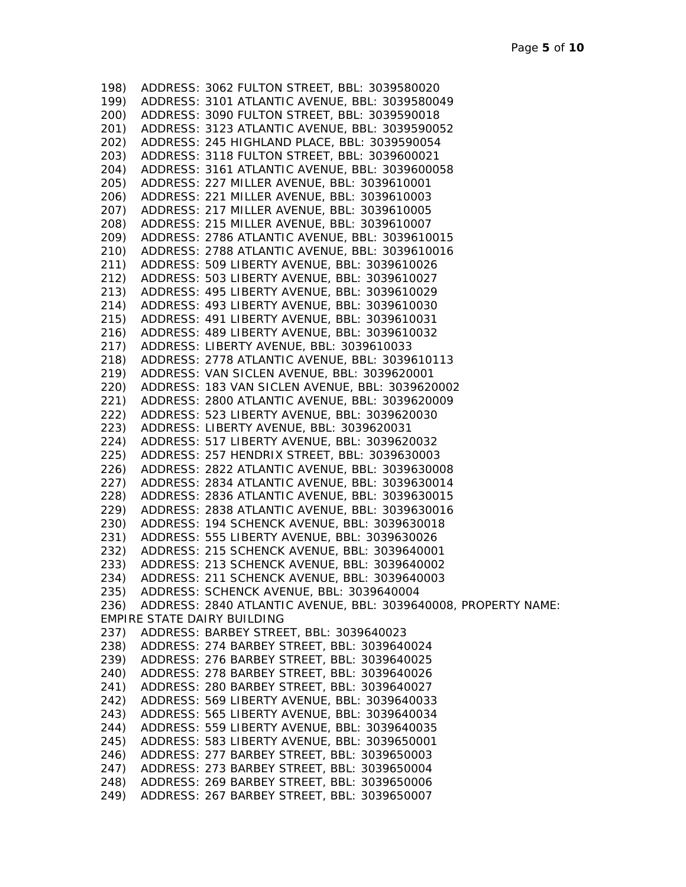198) ADDRESS: 3062 FULTON STREET, BBL: 3039580020
199) ADDRESS: 3101 ATLANTIC AVENUE, BBL: 3039580049
200) ADDRESS: 3090 FULTON STREET, BBL: 3039590018
201) ADDRESS: 3123 ATLANTIC AVENUE, BBL: 3039590052
202) ADDRESS: 245 HIGHLAND PLACE, BBL: 3039590054
203) ADDRESS: 3118 FULTON STREET, BBL: 3039600021
204) ADDRESS: 3161 ATLANTIC AVENUE, BBL: 3039600058
205) ADDRESS: 227 MILLER AVENUE, BBL: 3039610001
206) ADDRESS: 221 MILLER AVENUE, BBL: 3039610003
207) ADDRESS: 217 MILLER AVENUE, BBL: 3039610005
208) ADDRESS: 215 MILLER AVENUE, BBL: 3039610007
209) ADDRESS: 2786 ATLANTIC AVENUE, BBL: 3039610015
210) ADDRESS: 2788 ATLANTIC AVENUE, BBL: 3039610016
211) ADDRESS: 509 LIBERTY AVENUE, BBL: 3039610026
212) ADDRESS: 503 LIBERTY AVENUE, BBL: 3039610027
213) ADDRESS: 495 LIBERTY AVENUE, BBL: 3039610029
214) ADDRESS: 493 LIBERTY AVENUE, BBL: 3039610030
215) ADDRESS: 491 LIBERTY AVENUE, BBL: 3039610031
216) ADDRESS: 489 LIBERTY AVENUE, BBL: 3039610032
217) ADDRESS: LIBERTY AVENUE, BBL: 3039610033
218) ADDRESS: 2778 ATLANTIC AVENUE, BBL: 3039610113
219) ADDRESS: VAN SICLEN AVENUE, BBL: 3039620001
220) ADDRESS: 183 VAN SICLEN AVENUE, BBL: 3039620002
221) ADDRESS: 2800 ATLANTIC AVENUE, BBL: 3039620009
222) ADDRESS: 523 LIBERTY AVENUE, BBL: 3039620030
223) ADDRESS: LIBERTY AVENUE, BBL: 3039620031
224) ADDRESS: 517 LIBERTY AVENUE, BBL: 3039620032
225) ADDRESS: 257 HENDRIX STREET, BBL: 3039630003
226) ADDRESS: 2822 ATLANTIC AVENUE, BBL: 3039630008
227) ADDRESS: 2834 ATLANTIC AVENUE, BBL: 3039630014
228) ADDRESS: 2836 ATLANTIC AVENUE, BBL: 3039630015
229) ADDRESS: 2838 ATLANTIC AVENUE, BBL: 3039630016
230) ADDRESS: 194 SCHENCK AVENUE, BBL: 3039630018
231) ADDRESS: 555 LIBERTY AVENUE, BBL: 3039630026
232) ADDRESS: 215 SCHENCK AVENUE, BBL: 3039640001
233) ADDRESS: 213 SCHENCK AVENUE, BBL: 3039640002
234) ADDRESS: 211 SCHENCK AVENUE, BBL: 3039640003
235) ADDRESS: SCHENCK AVENUE, BBL: 3039640004
236) ADDRESS: 2840 ATLANTIC AVENUE, BBL: 3039640008, PROPERTY NAME: EMPIRE STATE DAIRY BUILDING
237) ADDRESS: BARBEY STREET, BBL: 3039640023
238) ADDRESS: 274 BARBEY STREET, BBL: 3039640024
239) ADDRESS: 276 BARBEY STREET, BBL: 3039640025
240) ADDRESS: 278 BARBEY STREET, BBL: 3039640026
241) ADDRESS: 280 BARBEY STREET, BBL: 3039640027
242) ADDRESS: 569 LIBERTY AVENUE, BBL: 3039640033
243) ADDRESS: 565 LIBERTY AVENUE, BBL: 3039640034
244) ADDRESS: 559 LIBERTY AVENUE, BBL: 3039640035
245) ADDRESS: 583 LIBERTY AVENUE, BBL: 3039650001
246) ADDRESS: 277 BARBEY STREET, BBL: 3039650003
247) ADDRESS: 273 BARBEY STREET, BBL: 3039650004
248) ADDRESS: 269 BARBEY STREET, BBL: 3039650006
249) ADDRESS: 267 BARBEY STREET, BBL: 3039650007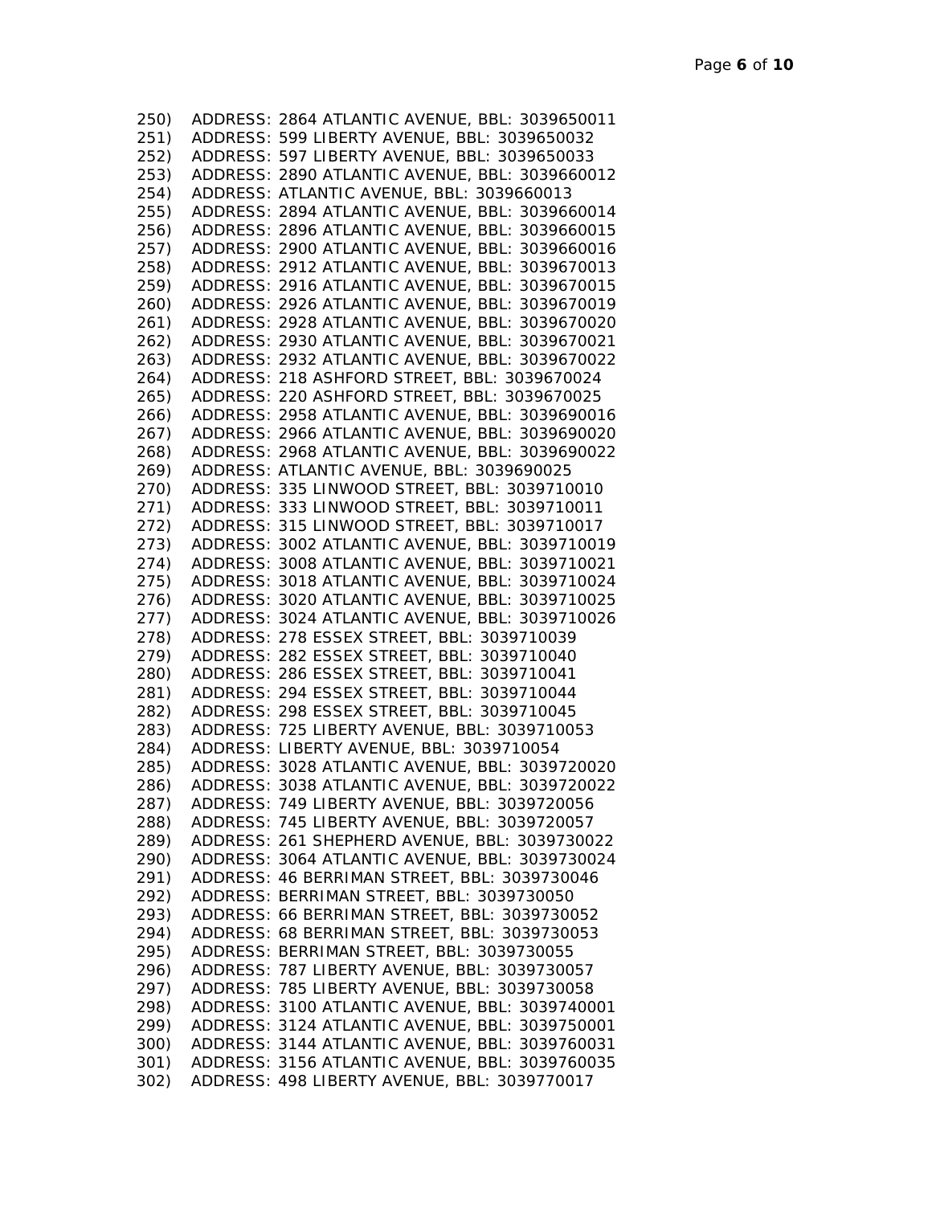250) ADDRESS: 2864 ATLANTIC AVENUE, BBL: 3039650011
251) ADDRESS: 599 LIBERTY AVENUE, BBL: 3039650032
252) ADDRESS: 597 LIBERTY AVENUE, BBL: 3039650033
253) ADDRESS: 2890 ATLANTIC AVENUE, BBL: 3039660012
254) ADDRESS: ATLANTIC AVENUE, BBL: 3039660013
255) ADDRESS: 2894 ATLANTIC AVENUE, BBL: 3039660014
256) ADDRESS: 2896 ATLANTIC AVENUE, BBL: 3039660015
257) ADDRESS: 2900 ATLANTIC AVENUE, BBL: 3039660016
258) ADDRESS: 2912 ATLANTIC AVENUE, BBL: 3039670013
259) ADDRESS: 2916 ATLANTIC AVENUE, BBL: 3039670015
260) ADDRESS: 2926 ATLANTIC AVENUE, BBL: 3039670019
261) ADDRESS: 2928 ATLANTIC AVENUE, BBL: 3039670020
262) ADDRESS: 2930 ATLANTIC AVENUE, BBL: 3039670021
263) ADDRESS: 2932 ATLANTIC AVENUE, BBL: 3039670022
264) ADDRESS: 218 ASHFORD STREET, BBL: 3039670024
265) ADDRESS: 220 ASHFORD STREET, BBL: 3039670025
266) ADDRESS: 2958 ATLANTIC AVENUE, BBL: 3039690016
267) ADDRESS: 2966 ATLANTIC AVENUE, BBL: 3039690020
268) ADDRESS: 2968 ATLANTIC AVENUE, BBL: 3039690022
269) ADDRESS: ATLANTIC AVENUE, BBL: 3039690025
270) ADDRESS: 335 LINWOOD STREET, BBL: 3039710010
271) ADDRESS: 333 LINWOOD STREET, BBL: 3039710011
272) ADDRESS: 315 LINWOOD STREET, BBL: 3039710017
273) ADDRESS: 3002 ATLANTIC AVENUE, BBL: 3039710019
274) ADDRESS: 3008 ATLANTIC AVENUE, BBL: 3039710021
275) ADDRESS: 3018 ATLANTIC AVENUE, BBL: 3039710024
276) ADDRESS: 3020 ATLANTIC AVENUE, BBL: 3039710025
277) ADDRESS: 3024 ATLANTIC AVENUE, BBL: 3039710026
278) ADDRESS: 278 ESSEX STREET, BBL: 3039710039
279) ADDRESS: 282 ESSEX STREET, BBL: 3039710040
280) ADDRESS: 286 ESSEX STREET, BBL: 3039710041
281) ADDRESS: 294 ESSEX STREET, BBL: 3039710044
282) ADDRESS: 298 ESSEX STREET, BBL: 3039710045
283) ADDRESS: 725 LIBERTY AVENUE, BBL: 3039710053
284) ADDRESS: LIBERTY AVENUE, BBL: 3039710054
285) ADDRESS: 3028 ATLANTIC AVENUE, BBL: 3039720020
286) ADDRESS: 3038 ATLANTIC AVENUE, BBL: 3039720022
287) ADDRESS: 749 LIBERTY AVENUE, BBL: 3039720056
288) ADDRESS: 745 LIBERTY AVENUE, BBL: 3039720057
289) ADDRESS: 261 SHEPHERD AVENUE, BBL: 3039730022
290) ADDRESS: 3064 ATLANTIC AVENUE, BBL: 3039730024
291) ADDRESS: 46 BERRIMAN STREET, BBL: 3039730046
292) ADDRESS: BERRIMAN STREET, BBL: 3039730050
293) ADDRESS: 66 BERRIMAN STREET, BBL: 3039730052
294) ADDRESS: 68 BERRIMAN STREET, BBL: 3039730053
295) ADDRESS: BERRIMAN STREET, BBL: 3039730055
296) ADDRESS: 787 LIBERTY AVENUE, BBL: 3039730057
297) ADDRESS: 785 LIBERTY AVENUE, BBL: 3039730058
298) ADDRESS: 3100 ATLANTIC AVENUE, BBL: 3039740001
299) ADDRESS: 3124 ATLANTIC AVENUE, BBL: 3039750001
300) ADDRESS: 3144 ATLANTIC AVENUE, BBL: 3039760031
301) ADDRESS: 3156 ATLANTIC AVENUE, BBL: 3039760035
302) ADDRESS: 498 LIBERTY AVENUE, BBL: 3039770017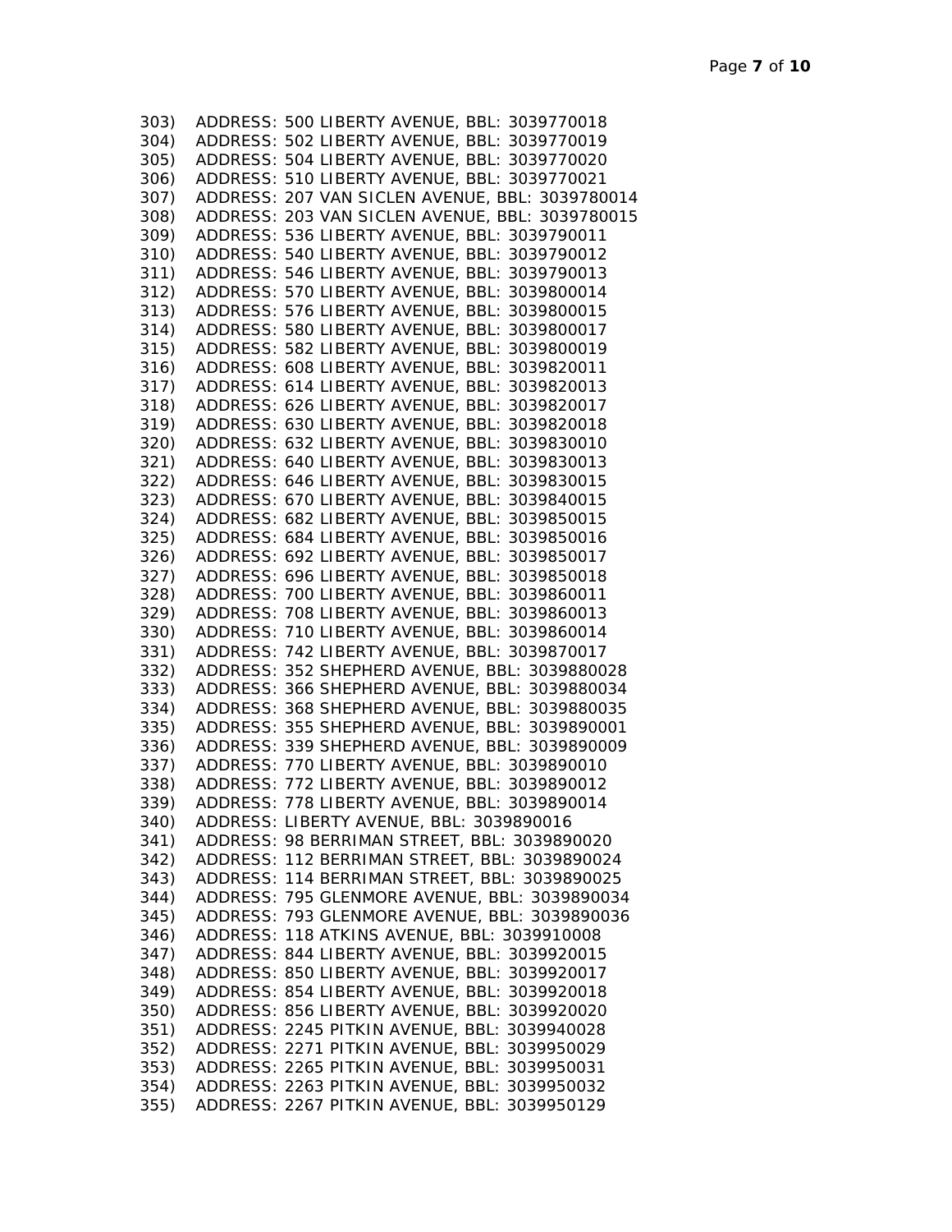303) ADDRESS: 500 LIBERTY AVENUE, BBL: 3039770018
304) ADDRESS: 502 LIBERTY AVENUE, BBL: 3039770019
305) ADDRESS: 504 LIBERTY AVENUE, BBL: 3039770020
306) ADDRESS: 510 LIBERTY AVENUE, BBL: 3039770021
307) ADDRESS: 207 VAN SICLEN AVENUE, BBL: 3039780014
308) ADDRESS: 203 VAN SICLEN AVENUE, BBL: 3039780015
309) ADDRESS: 536 LIBERTY AVENUE, BBL: 3039790011
310) ADDRESS: 540 LIBERTY AVENUE, BBL: 3039790012
311) ADDRESS: 546 LIBERTY AVENUE, BBL: 3039790013
312) ADDRESS: 570 LIBERTY AVENUE, BBL: 3039800014
313) ADDRESS: 576 LIBERTY AVENUE, BBL: 3039800015
314) ADDRESS: 580 LIBERTY AVENUE, BBL: 3039800017
315) ADDRESS: 582 LIBERTY AVENUE, BBL: 3039800019
316) ADDRESS: 608 LIBERTY AVENUE, BBL: 3039820011
317) ADDRESS: 614 LIBERTY AVENUE, BBL: 3039820013
318) ADDRESS: 626 LIBERTY AVENUE, BBL: 3039820017
319) ADDRESS: 630 LIBERTY AVENUE, BBL: 3039820018
320) ADDRESS: 632 LIBERTY AVENUE, BBL: 3039830010
321) ADDRESS: 640 LIBERTY AVENUE, BBL: 3039830013
322) ADDRESS: 646 LIBERTY AVENUE, BBL: 3039830015
323) ADDRESS: 670 LIBERTY AVENUE, BBL: 3039840015
324) ADDRESS: 682 LIBERTY AVENUE, BBL: 3039850015
325) ADDRESS: 684 LIBERTY AVENUE, BBL: 3039850016
326) ADDRESS: 692 LIBERTY AVENUE, BBL: 3039850017
327) ADDRESS: 696 LIBERTY AVENUE, BBL: 3039850018
328) ADDRESS: 700 LIBERTY AVENUE, BBL: 3039860011
329) ADDRESS: 708 LIBERTY AVENUE, BBL: 3039860013
330) ADDRESS: 710 LIBERTY AVENUE, BBL: 3039860014
331) ADDRESS: 742 LIBERTY AVENUE, BBL: 3039870017
332) ADDRESS: 352 SHEPHERD AVENUE, BBL: 3039880028
333) ADDRESS: 366 SHEPHERD AVENUE, BBL: 3039880034
334) ADDRESS: 368 SHEPHERD AVENUE, BBL: 3039880035
335) ADDRESS: 355 SHEPHERD AVENUE, BBL: 3039890001
336) ADDRESS: 339 SHEPHERD AVENUE, BBL: 3039890009
337) ADDRESS: 770 LIBERTY AVENUE, BBL: 3039890010
338) ADDRESS: 772 LIBERTY AVENUE, BBL: 3039890012
339) ADDRESS: 778 LIBERTY AVENUE, BBL: 3039890014
340) ADDRESS: LIBERTY AVENUE, BBL: 3039890016
341) ADDRESS: 98 BERRIMAN STREET, BBL: 3039890020
342) ADDRESS: 112 BERRIMAN STREET, BBL: 3039890024
343) ADDRESS: 114 BERRIMAN STREET, BBL: 3039890025
344) ADDRESS: 795 GLENMORE AVENUE, BBL: 3039890034
345) ADDRESS: 793 GLENMORE AVENUE, BBL: 3039890036
346) ADDRESS: 118 ATKINS AVENUE, BBL: 3039910008
347) ADDRESS: 844 LIBERTY AVENUE, BBL: 3039920015
348) ADDRESS: 850 LIBERTY AVENUE, BBL: 3039920017
349) ADDRESS: 854 LIBERTY AVENUE, BBL: 3039920018
350) ADDRESS: 856 LIBERTY AVENUE, BBL: 3039920020
351) ADDRESS: 2245 PITKIN AVENUE, BBL: 3039940028
352) ADDRESS: 2271 PITKIN AVENUE, BBL: 3039950029
353) ADDRESS: 2265 PITKIN AVENUE, BBL: 3039950031
354) ADDRESS: 2263 PITKIN AVENUE, BBL: 3039950032
355) ADDRESS: 2267 PITKIN AVENUE, BBL: 3039950129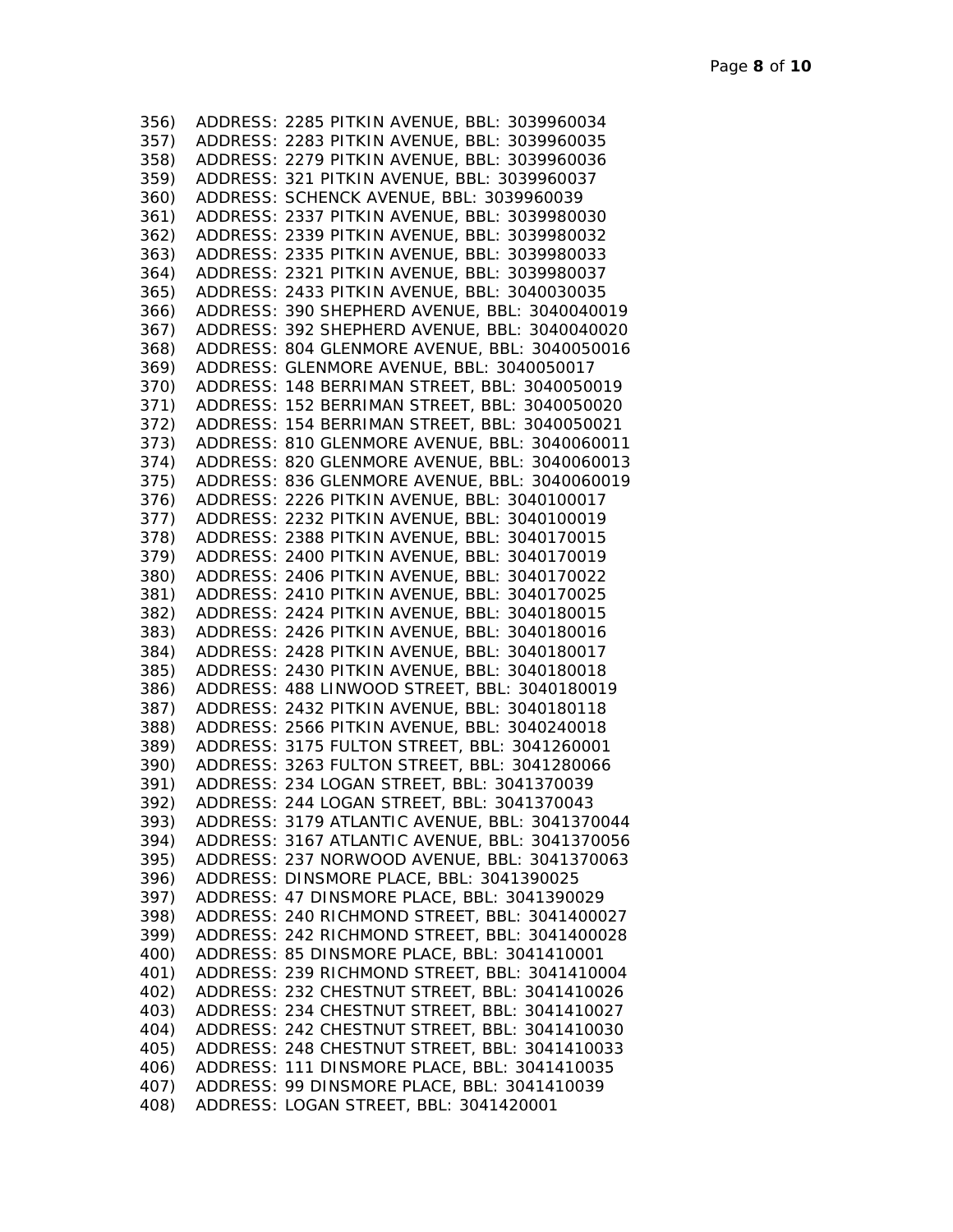356) ADDRESS: 2285 PITKIN AVENUE, BBL: 3039960034
357) ADDRESS: 2283 PITKIN AVENUE, BBL: 3039960035
358) ADDRESS: 2279 PITKIN AVENUE, BBL: 3039960036
359) ADDRESS: 321 PITKIN AVENUE, BBL: 3039960037
360) ADDRESS: SCHENCK AVENUE, BBL: 3039960039
361) ADDRESS: 2337 PITKIN AVENUE, BBL: 3039980030
362) ADDRESS: 2339 PITKIN AVENUE, BBL: 3039980032
363) ADDRESS: 2335 PITKIN AVENUE, BBL: 3039980033
364) ADDRESS: 2321 PITKIN AVENUE, BBL: 3039980037
365) ADDRESS: 2433 PITKIN AVENUE, BBL: 3040030035
366) ADDRESS: 390 SHEPHERD AVENUE, BBL: 3040040019
367) ADDRESS: 392 SHEPHERD AVENUE, BBL: 3040040020
368) ADDRESS: 804 GLENMORE AVENUE, BBL: 3040050016
369) ADDRESS: GLENMORE AVENUE, BBL: 3040050017
370) ADDRESS: 148 BERRIMAN STREET, BBL: 3040050019
371) ADDRESS: 152 BERRIMAN STREET, BBL: 3040050020
372) ADDRESS: 154 BERRIMAN STREET, BBL: 3040050021
373) ADDRESS: 810 GLENMORE AVENUE, BBL: 3040060011
374) ADDRESS: 820 GLENMORE AVENUE, BBL: 3040060013
375) ADDRESS: 836 GLENMORE AVENUE, BBL: 3040060019
376) ADDRESS: 2226 PITKIN AVENUE, BBL: 3040100017
377) ADDRESS: 2232 PITKIN AVENUE, BBL: 3040100019
378) ADDRESS: 2388 PITKIN AVENUE, BBL: 3040170015
379) ADDRESS: 2400 PITKIN AVENUE, BBL: 3040170019
380) ADDRESS: 2406 PITKIN AVENUE, BBL: 3040170022
381) ADDRESS: 2410 PITKIN AVENUE, BBL: 3040170025
382) ADDRESS: 2424 PITKIN AVENUE, BBL: 3040180015
383) ADDRESS: 2426 PITKIN AVENUE, BBL: 3040180016
384) ADDRESS: 2428 PITKIN AVENUE, BBL: 3040180017
385) ADDRESS: 2430 PITKIN AVENUE, BBL: 3040180018
386) ADDRESS: 488 LINWOOD STREET, BBL: 3040180019
387) ADDRESS: 2432 PITKIN AVENUE, BBL: 3040180118
388) ADDRESS: 2566 PITKIN AVENUE, BBL: 3040240018
389) ADDRESS: 3175 FULTON STREET, BBL: 3041260001
390) ADDRESS: 3263 FULTON STREET, BBL: 3041280066
391) ADDRESS: 234 LOGAN STREET, BBL: 3041370039
392) ADDRESS: 244 LOGAN STREET, BBL: 3041370043
393) ADDRESS: 3179 ATLANTIC AVENUE, BBL: 3041370044
394) ADDRESS: 3167 ATLANTIC AVENUE, BBL: 3041370056
395) ADDRESS: 237 NORWOOD AVENUE, BBL: 3041370063
396) ADDRESS: DINSMORE PLACE, BBL: 3041390025
397) ADDRESS: 47 DINSMORE PLACE, BBL: 3041390029
398) ADDRESS: 240 RICHMOND STREET, BBL: 3041400027
399) ADDRESS: 242 RICHMOND STREET, BBL: 3041400028
400) ADDRESS: 85 DINSMORE PLACE, BBL: 3041410001
401) ADDRESS: 239 RICHMOND STREET, BBL: 3041410004
402) ADDRESS: 232 CHESTNUT STREET, BBL: 3041410026
403) ADDRESS: 234 CHESTNUT STREET, BBL: 3041410027
404) ADDRESS: 242 CHESTNUT STREET, BBL: 3041410030
405) ADDRESS: 248 CHESTNUT STREET, BBL: 3041410033
406) ADDRESS: 111 DINSMORE PLACE, BBL: 3041410035
407) ADDRESS: 99 DINSMORE PLACE, BBL: 3041410039
408) ADDRESS: LOGAN STREET, BBL: 3041420001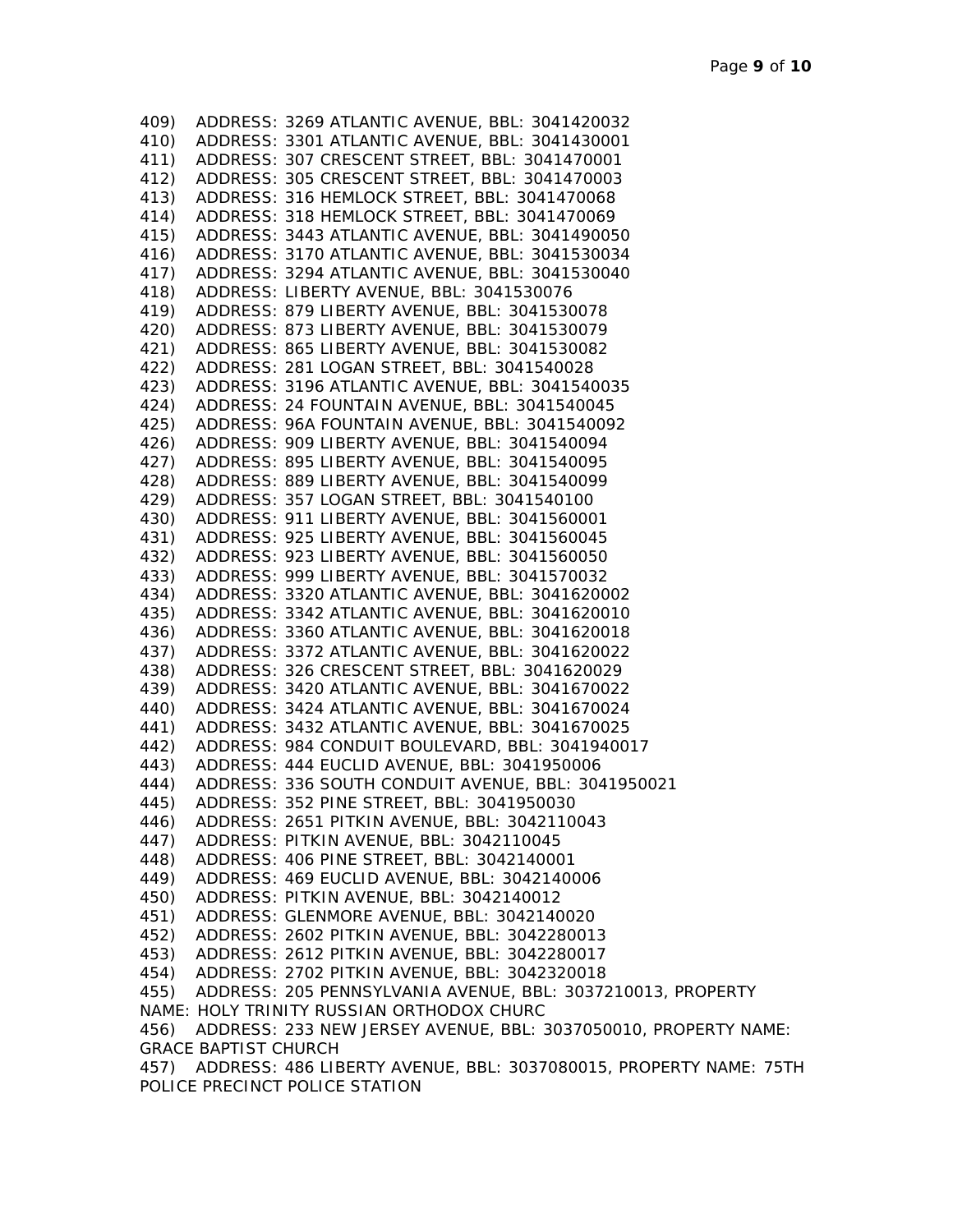409) ADDRESS: 3269 ATLANTIC AVENUE, BBL: 3041420032
410) ADDRESS: 3301 ATLANTIC AVENUE, BBL: 3041430001
411) ADDRESS: 307 CRESCENT STREET, BBL: 3041470001
412) ADDRESS: 305 CRESCENT STREET, BBL: 3041470003
413) ADDRESS: 316 HEMLOCK STREET, BBL: 3041470068
414) ADDRESS: 318 HEMLOCK STREET, BBL: 3041470069
415) ADDRESS: 3443 ATLANTIC AVENUE, BBL: 3041490050
416) ADDRESS: 3170 ATLANTIC AVENUE, BBL: 3041530034
417) ADDRESS: 3294 ATLANTIC AVENUE, BBL: 3041530040
418) ADDRESS: LIBERTY AVENUE, BBL: 3041530076
419) ADDRESS: 879 LIBERTY AVENUE, BBL: 3041530078
420) ADDRESS: 873 LIBERTY AVENUE, BBL: 3041530079
421) ADDRESS: 865 LIBERTY AVENUE, BBL: 3041530082
422) ADDRESS: 281 LOGAN STREET, BBL: 3041540028
423) ADDRESS: 3196 ATLANTIC AVENUE, BBL: 3041540035
424) ADDRESS: 24 FOUNTAIN AVENUE, BBL: 3041540045
425) ADDRESS: 96A FOUNTAIN AVENUE, BBL: 3041540092
426) ADDRESS: 909 LIBERTY AVENUE, BBL: 3041540094
427) ADDRESS: 895 LIBERTY AVENUE, BBL: 3041540095
428) ADDRESS: 889 LIBERTY AVENUE, BBL: 3041540099
429) ADDRESS: 357 LOGAN STREET, BBL: 3041540100
430) ADDRESS: 911 LIBERTY AVENUE, BBL: 3041560001
431) ADDRESS: 925 LIBERTY AVENUE, BBL: 3041560045
432) ADDRESS: 923 LIBERTY AVENUE, BBL: 3041560050
433) ADDRESS: 999 LIBERTY AVENUE, BBL: 3041570032
434) ADDRESS: 3320 ATLANTIC AVENUE, BBL: 3041620002
435) ADDRESS: 3342 ATLANTIC AVENUE, BBL: 3041620010
436) ADDRESS: 3360 ATLANTIC AVENUE, BBL: 3041620018
437) ADDRESS: 3372 ATLANTIC AVENUE, BBL: 3041620022
438) ADDRESS: 326 CRESCENT STREET, BBL: 3041620029
439) ADDRESS: 3420 ATLANTIC AVENUE, BBL: 3041670022
440) ADDRESS: 3424 ATLANTIC AVENUE, BBL: 3041670024
441) ADDRESS: 3432 ATLANTIC AVENUE, BBL: 3041670025
442) ADDRESS: 984 CONDUIT BOULEVARD, BBL: 3041940017
443) ADDRESS: 444 EUCLID AVENUE, BBL: 3041950006
444) ADDRESS: 336 SOUTH CONDUIT AVENUE, BBL: 3041950021
445) ADDRESS: 352 PINE STREET, BBL: 3041950030
446) ADDRESS: 2651 PITKIN AVENUE, BBL: 3042110043
447) ADDRESS: PITKIN AVENUE, BBL: 3042110045
448) ADDRESS: 406 PINE STREET, BBL: 3042140001
449) ADDRESS: 469 EUCLID AVENUE, BBL: 3042140006
450) ADDRESS: PITKIN AVENUE, BBL: 3042140012
451) ADDRESS: GLENMORE AVENUE, BBL: 3042140020
452) ADDRESS: 2602 PITKIN AVENUE, BBL: 3042280013
453) ADDRESS: 2612 PITKIN AVENUE, BBL: 3042280017
454) ADDRESS: 2702 PITKIN AVENUE, BBL: 3042320018
455) ADDRESS: 205 PENNSYLVANIA AVENUE, BBL: 3037210013, PROPERTY NAME: HOLY TRINITY RUSSIAN ORTHODOX CHURC
456) ADDRESS: 233 NEW JERSEY AVENUE, BBL: 3037050010, PROPERTY NAME: GRACE BAPTIST CHURCH
457) ADDRESS: 486 LIBERTY AVENUE, BBL: 3037080015, PROPERTY NAME: 75TH POLICE PRECINCT POLICE STATION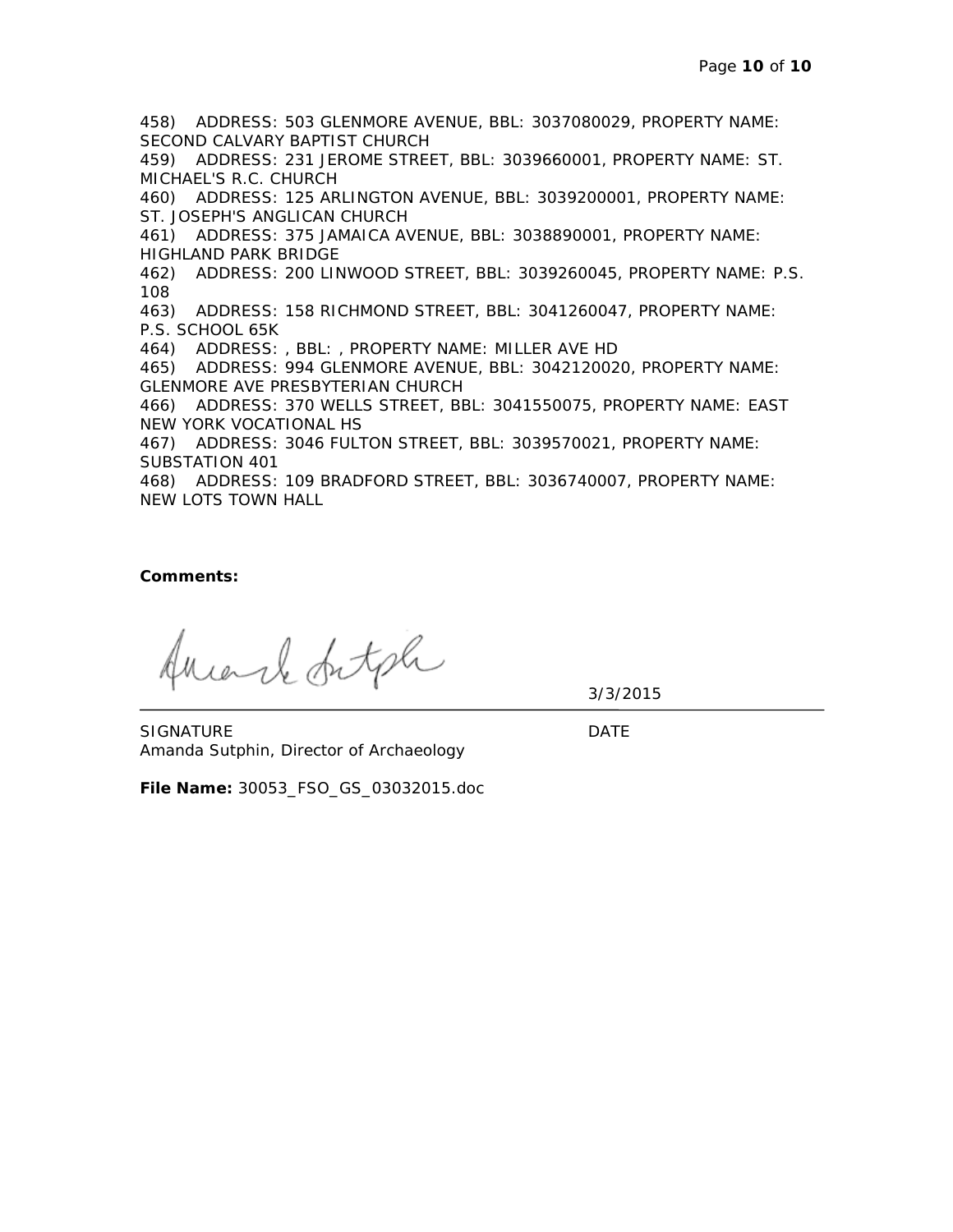458) ADDRESS: 503 GLENMORE AVENUE, BBL: 3037080029, PROPERTY NAME: SECOND CALVARY BAPTIST CHURCH
459) ADDRESS: 231 JEROME STREET, BBL: 3039660001, PROPERTY NAME: ST. MICHAEL'S R.C. CHURCH
460) ADDRESS: 125 ARLINGTON AVENUE, BBL: 3039200001, PROPERTY NAME: ST. JOSEPH'S ANGLICAN CHURCH
461) ADDRESS: 375 JAMAICA AVENUE, BBL: 3038890001, PROPERTY NAME: HIGHLAND PARK BRIDGE
462) ADDRESS: 200 LINWOOD STREET, BBL: 3039260045, PROPERTY NAME: P.S. 108
463) ADDRESS: 158 RICHMOND STREET, BBL: 3041260047, PROPERTY NAME: P.S. SCHOOL 65K
464) ADDRESS: , BBL: , PROPERTY NAME: MILLER AVE HD
465) ADDRESS: 994 GLENMORE AVENUE, BBL: 3042120020, PROPERTY NAME: GLENMORE AVE PRESBYTERIAN CHURCH
466) ADDRESS: 370 WELLS STREET, BBL: 3041550075, PROPERTY NAME: EAST NEW YORK VOCATIONAL HS
467) ADDRESS: 3046 FULTON STREET, BBL: 3039570021, PROPERTY NAME: SUBSTATION 401
468) ADDRESS: 109 BRADFORD STREET, BBL: 3036740007, PROPERTY NAME: NEW LOTS TOWN HALL

**Comments:**

3/3/2015

SIGNATURE DATE
Amanda Sutphin, Director of Archaeology

**File Name:** 30053_FSO_GS_03032015.doc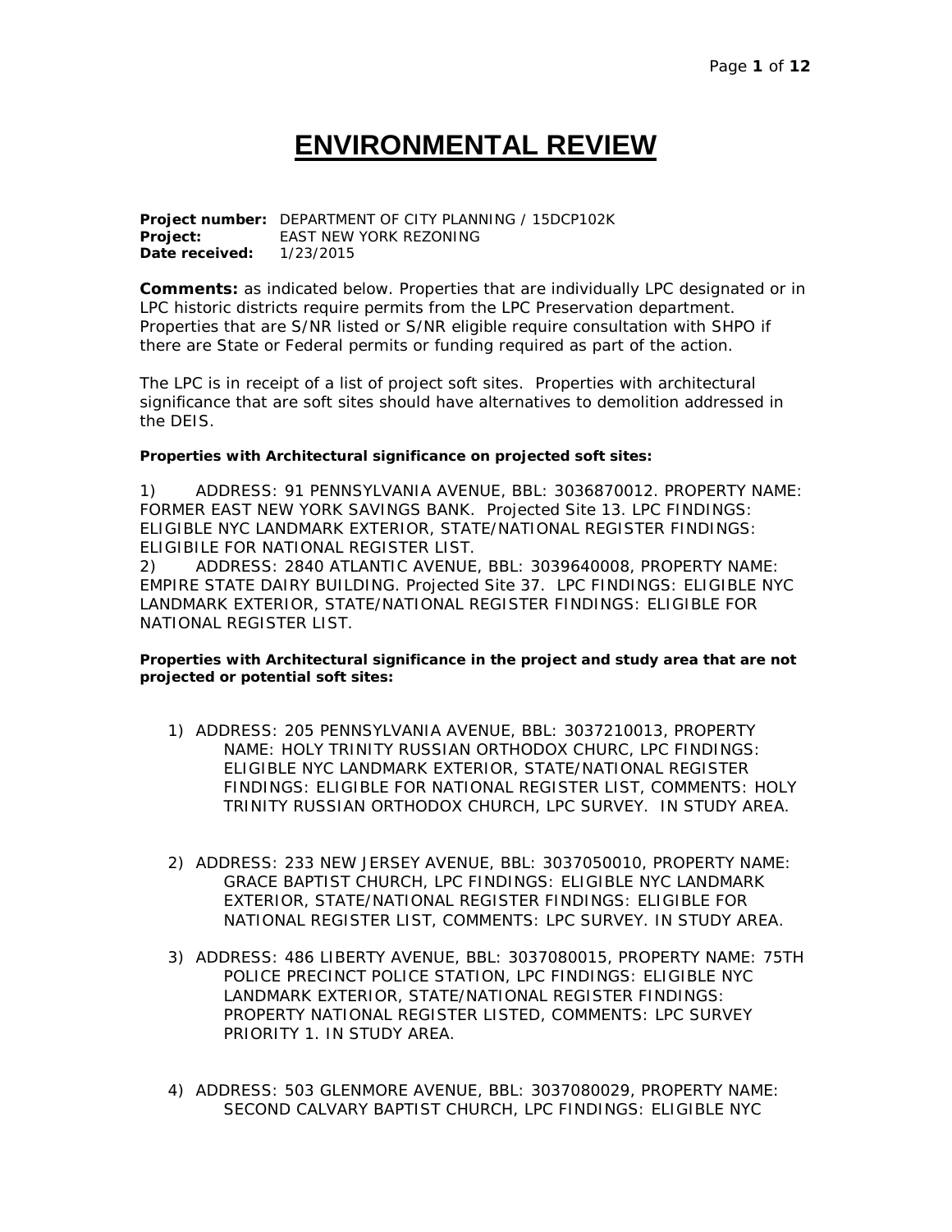# ENVIRONMENTAL REVIEW

**Project number:** DEPARTMENT OF CITY PLANNING / 15DCP102K
**Project:** EAST NEW YORK REZONING
**Date received:** 1/23/2015

**Comments:** as indicated below. Properties that are individually LPC designated or in LPC historic districts require permits from the LPC Preservation department. Properties that are S/NR listed or S/NR eligible require consultation with SHPO if there are State or Federal permits or funding required as part of the action.

The LPC is in receipt of a list of project soft sites. Properties with architectural significance that are soft sites should have alternatives to demolition addressed in the DEIS.

**Properties with Architectural significance on projected soft sites:**

1) ADDRESS: 91 PENNSYLVANIA AVENUE, BBL: 3036870012. PROPERTY NAME: FORMER EAST NEW YORK SAVINGS BANK. Projected Site 13. LPC FINDINGS: ELIGIBLE NYC LANDMARK EXTERIOR, STATE/NATIONAL REGISTER FINDINGS: ELIGIBILE FOR NATIONAL REGISTER LIST.
2) ADDRESS: 2840 ATLANTIC AVENUE, BBL: 3039640008, PROPERTY NAME: EMPIRE STATE DAIRY BUILDING. Projected Site 37. LPC FINDINGS: ELIGIBLE NYC LANDMARK EXTERIOR, STATE/NATIONAL REGISTER FINDINGS: ELIGIBLE FOR NATIONAL REGISTER LIST.

**Properties with Architectural significance in the project and study area that are not projected or potential soft sites:**

1) ADDRESS: 205 PENNSYLVANIA AVENUE, BBL: 3037210013, PROPERTY NAME: HOLY TRINITY RUSSIAN ORTHODOX CHURC, LPC FINDINGS: ELIGIBLE NYC LANDMARK EXTERIOR, STATE/NATIONAL REGISTER FINDINGS: ELIGIBLE FOR NATIONAL REGISTER LIST, COMMENTS: HOLY TRINITY RUSSIAN ORTHODOX CHURCH, LPC SURVEY. IN STUDY AREA.

2) ADDRESS: 233 NEW JERSEY AVENUE, BBL: 3037050010, PROPERTY NAME: GRACE BAPTIST CHURCH, LPC FINDINGS: ELIGIBLE NYC LANDMARK EXTERIOR, STATE/NATIONAL REGISTER FINDINGS: ELIGIBLE FOR NATIONAL REGISTER LIST, COMMENTS: LPC SURVEY. IN STUDY AREA.

3) ADDRESS: 486 LIBERTY AVENUE, BBL: 3037080015, PROPERTY NAME: 75TH POLICE PRECINCT POLICE STATION, LPC FINDINGS: ELIGIBLE NYC LANDMARK EXTERIOR, STATE/NATIONAL REGISTER FINDINGS: PROPERTY NATIONAL REGISTER LISTED, COMMENTS: LPC SURVEY PRIORITY 1. IN STUDY AREA.

4) ADDRESS: 503 GLENMORE AVENUE, BBL: 3037080029, PROPERTY NAME: SECOND CALVARY BAPTIST CHURCH, LPC FINDINGS: ELIGIBLE NYC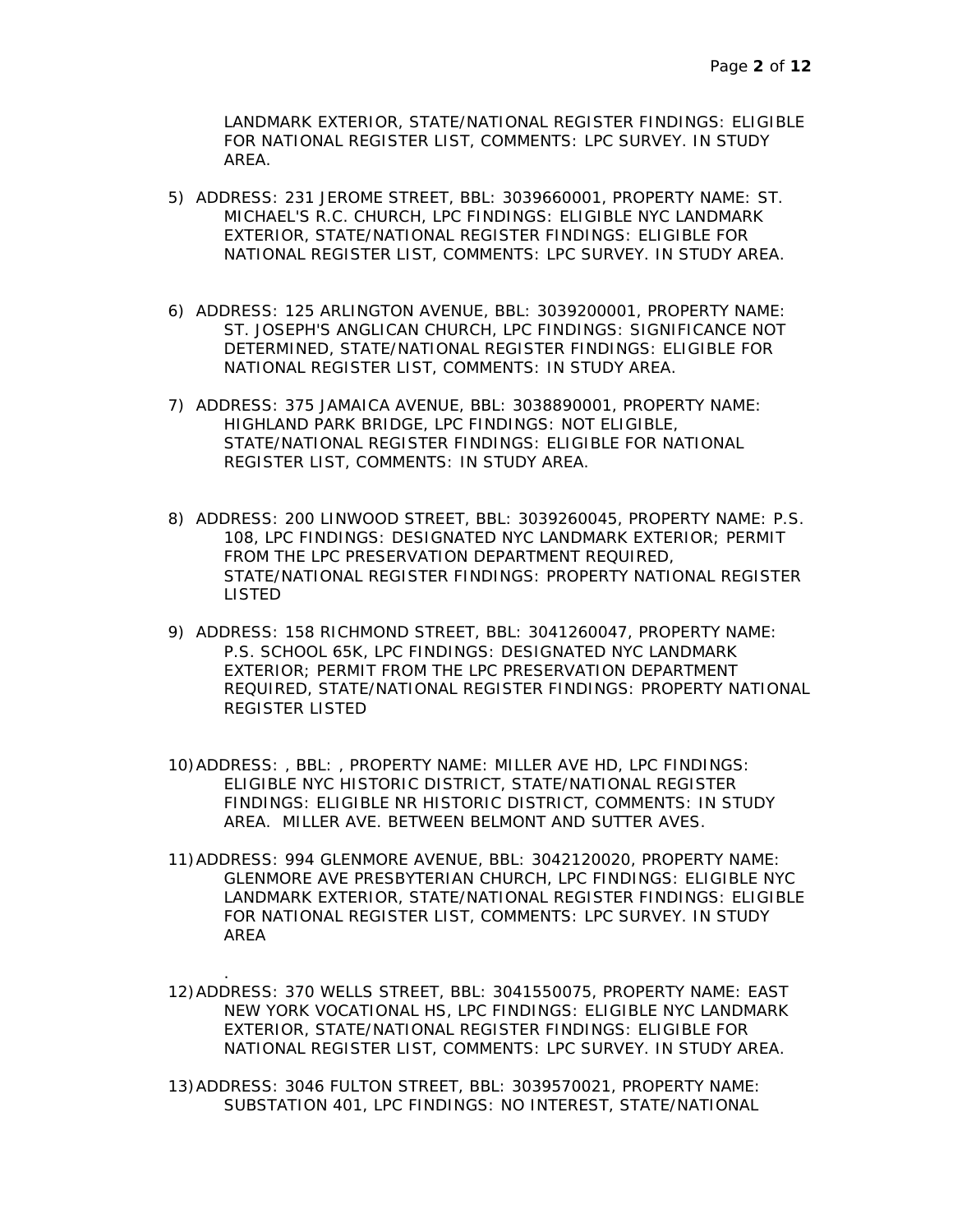LANDMARK EXTERIOR, STATE/NATIONAL REGISTER FINDINGS: ELIGIBLE FOR NATIONAL REGISTER LIST, COMMENTS: LPC SURVEY. IN STUDY AREA.

5) ADDRESS: 231 JEROME STREET, BBL: 3039660001, PROPERTY NAME: ST. MICHAEL'S R.C. CHURCH, LPC FINDINGS: ELIGIBLE NYC LANDMARK EXTERIOR, STATE/NATIONAL REGISTER FINDINGS: ELIGIBLE FOR NATIONAL REGISTER LIST, COMMENTS: LPC SURVEY. IN STUDY AREA.

6) ADDRESS: 125 ARLINGTON AVENUE, BBL: 3039200001, PROPERTY NAME: ST. JOSEPH'S ANGLICAN CHURCH, LPC FINDINGS: SIGNIFICANCE NOT DETERMINED, STATE/NATIONAL REGISTER FINDINGS: ELIGIBLE FOR NATIONAL REGISTER LIST, COMMENTS: IN STUDY AREA.

7) ADDRESS: 375 JAMAICA AVENUE, BBL: 3038890001, PROPERTY NAME: HIGHLAND PARK BRIDGE, LPC FINDINGS: NOT ELIGIBLE, STATE/NATIONAL REGISTER FINDINGS: ELIGIBLE FOR NATIONAL REGISTER LIST, COMMENTS: IN STUDY AREA.

8) ADDRESS: 200 LINWOOD STREET, BBL: 3039260045, PROPERTY NAME: P.S. 108, LPC FINDINGS: DESIGNATED NYC LANDMARK EXTERIOR; PERMIT FROM THE LPC PRESERVATION DEPARTMENT REQUIRED, STATE/NATIONAL REGISTER FINDINGS: PROPERTY NATIONAL REGISTER LISTED

9) ADDRESS: 158 RICHMOND STREET, BBL: 3041260047, PROPERTY NAME: P.S. SCHOOL 65K, LPC FINDINGS: DESIGNATED NYC LANDMARK EXTERIOR; PERMIT FROM THE LPC PRESERVATION DEPARTMENT REQUIRED, STATE/NATIONAL REGISTER FINDINGS: PROPERTY NATIONAL REGISTER LISTED

10) ADDRESS: , BBL: , PROPERTY NAME: MILLER AVE HD, LPC FINDINGS: ELIGIBLE NYC HISTORIC DISTRICT, STATE/NATIONAL REGISTER FINDINGS: ELIGIBLE NR HISTORIC DISTRICT, COMMENTS: IN STUDY AREA. MILLER AVE. BETWEEN BELMONT AND SUTTER AVES.

11) ADDRESS: 994 GLENMORE AVENUE, BBL: 3042120020, PROPERTY NAME: GLENMORE AVE PRESBYTERIAN CHURCH, LPC FINDINGS: ELIGIBLE NYC LANDMARK EXTERIOR, STATE/NATIONAL REGISTER FINDINGS: ELIGIBLE FOR NATIONAL REGISTER LIST, COMMENTS: LPC SURVEY. IN STUDY AREA

.

12) ADDRESS: 370 WELLS STREET, BBL: 3041550075, PROPERTY NAME: EAST NEW YORK VOCATIONAL HS, LPC FINDINGS: ELIGIBLE NYC LANDMARK EXTERIOR, STATE/NATIONAL REGISTER FINDINGS: ELIGIBLE FOR NATIONAL REGISTER LIST, COMMENTS: LPC SURVEY. IN STUDY AREA.

13) ADDRESS: 3046 FULTON STREET, BBL: 3039570021, PROPERTY NAME: SUBSTATION 401, LPC FINDINGS: NO INTEREST, STATE/NATIONAL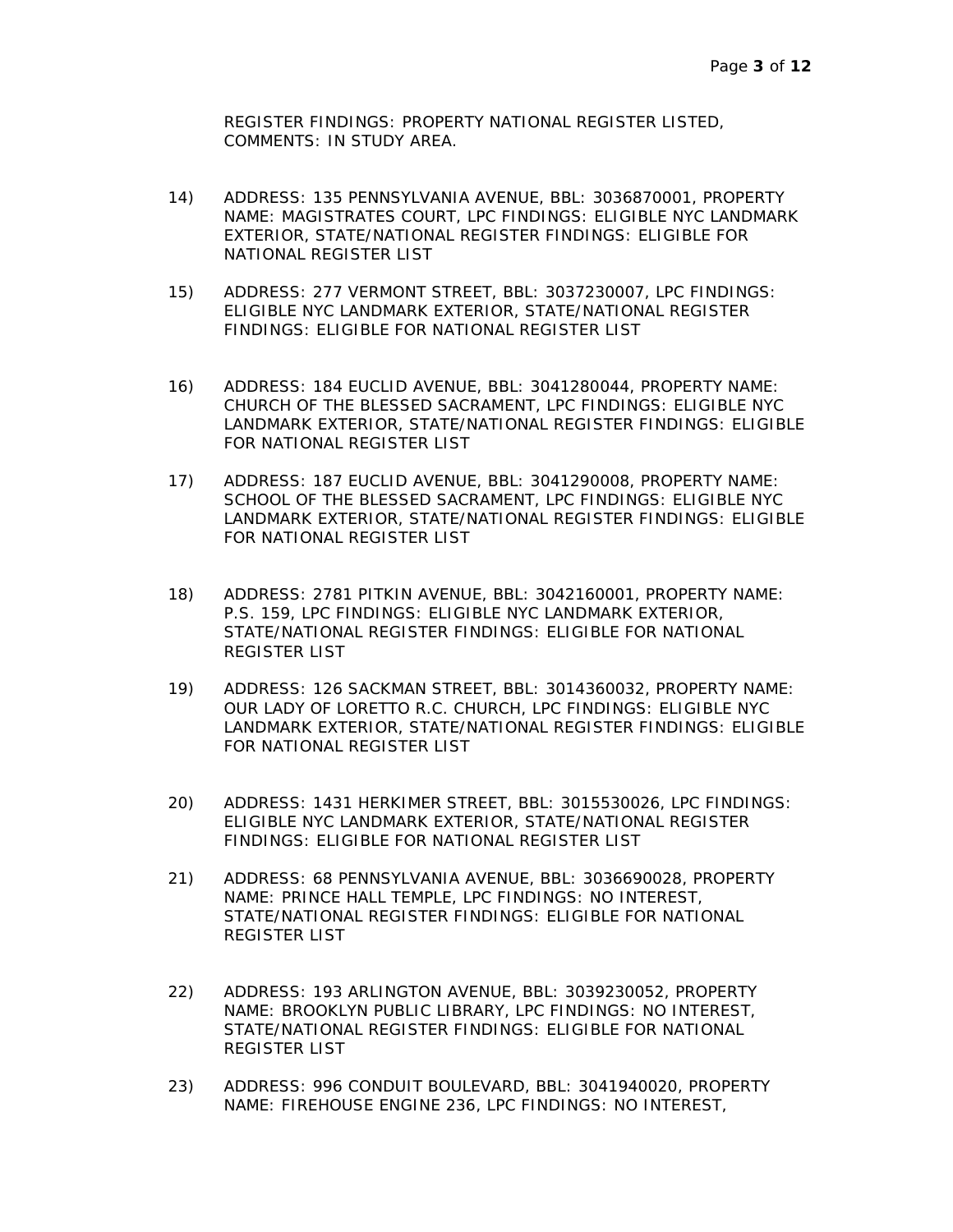REGISTER FINDINGS: PROPERTY NATIONAL REGISTER LISTED, COMMENTS: IN STUDY AREA.

14) ADDRESS: 135 PENNSYLVANIA AVENUE, BBL: 3036870001, PROPERTY NAME: MAGISTRATES COURT, LPC FINDINGS: ELIGIBLE NYC LANDMARK EXTERIOR, STATE/NATIONAL REGISTER FINDINGS: ELIGIBLE FOR NATIONAL REGISTER LIST

15) ADDRESS: 277 VERMONT STREET, BBL: 3037230007, LPC FINDINGS: ELIGIBLE NYC LANDMARK EXTERIOR, STATE/NATIONAL REGISTER FINDINGS: ELIGIBLE FOR NATIONAL REGISTER LIST

16) ADDRESS: 184 EUCLID AVENUE, BBL: 3041280044, PROPERTY NAME: CHURCH OF THE BLESSED SACRAMENT, LPC FINDINGS: ELIGIBLE NYC LANDMARK EXTERIOR, STATE/NATIONAL REGISTER FINDINGS: ELIGIBLE FOR NATIONAL REGISTER LIST

17) ADDRESS: 187 EUCLID AVENUE, BBL: 3041290008, PROPERTY NAME: SCHOOL OF THE BLESSED SACRAMENT, LPC FINDINGS: ELIGIBLE NYC LANDMARK EXTERIOR, STATE/NATIONAL REGISTER FINDINGS: ELIGIBLE FOR NATIONAL REGISTER LIST

18) ADDRESS: 2781 PITKIN AVENUE, BBL: 3042160001, PROPERTY NAME: P.S. 159, LPC FINDINGS: ELIGIBLE NYC LANDMARK EXTERIOR, STATE/NATIONAL REGISTER FINDINGS: ELIGIBLE FOR NATIONAL REGISTER LIST

19) ADDRESS: 126 SACKMAN STREET, BBL: 3014360032, PROPERTY NAME: OUR LADY OF LORETTO R.C. CHURCH, LPC FINDINGS: ELIGIBLE NYC LANDMARK EXTERIOR, STATE/NATIONAL REGISTER FINDINGS: ELIGIBLE FOR NATIONAL REGISTER LIST

20) ADDRESS: 1431 HERKIMER STREET, BBL: 3015530026, LPC FINDINGS: ELIGIBLE NYC LANDMARK EXTERIOR, STATE/NATIONAL REGISTER FINDINGS: ELIGIBLE FOR NATIONAL REGISTER LIST

21) ADDRESS: 68 PENNSYLVANIA AVENUE, BBL: 3036690028, PROPERTY NAME: PRINCE HALL TEMPLE, LPC FINDINGS: NO INTEREST, STATE/NATIONAL REGISTER FINDINGS: ELIGIBLE FOR NATIONAL REGISTER LIST

22) ADDRESS: 193 ARLINGTON AVENUE, BBL: 3039230052, PROPERTY NAME: BROOKLYN PUBLIC LIBRARY, LPC FINDINGS: NO INTEREST, STATE/NATIONAL REGISTER FINDINGS: ELIGIBLE FOR NATIONAL REGISTER LIST

23) ADDRESS: 996 CONDUIT BOULEVARD, BBL: 3041940020, PROPERTY NAME: FIREHOUSE ENGINE 236, LPC FINDINGS: NO INTEREST,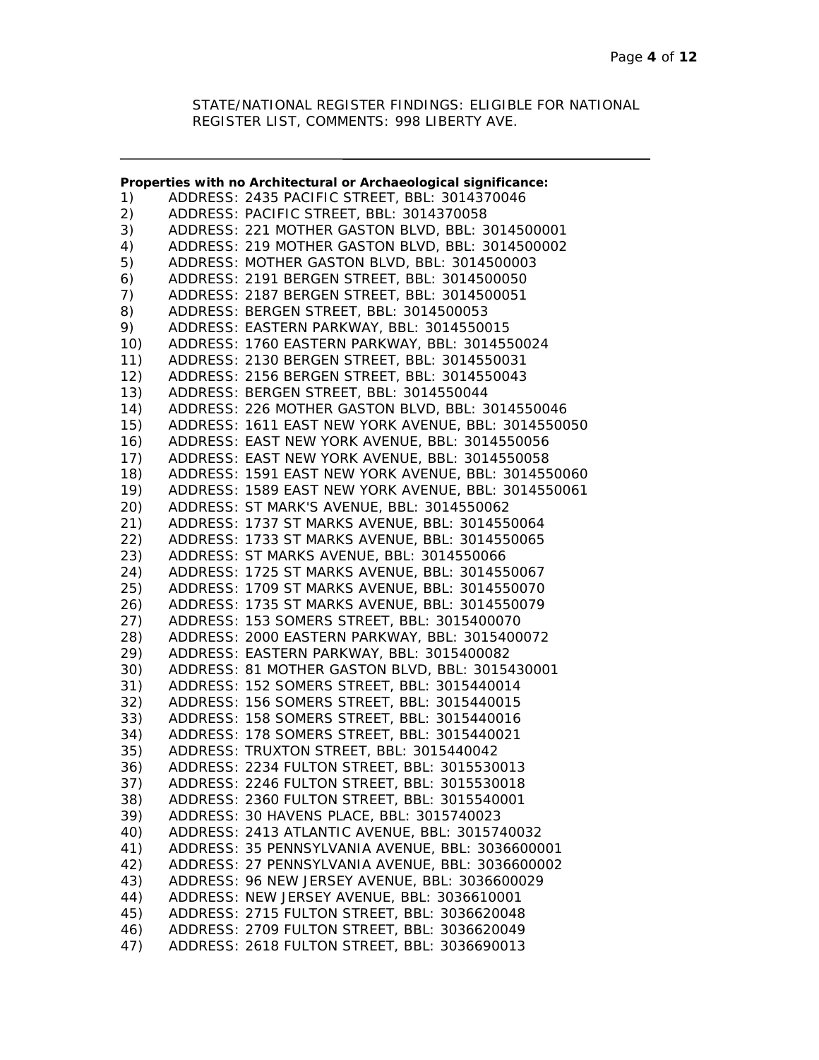STATE/NATIONAL REGISTER FINDINGS: ELIGIBLE FOR NATIONAL REGISTER LIST, COMMENTS: 998 LIBERTY AVE.

---

**Properties with no Architectural or Archaeological significance:**

1) ADDRESS: 2435 PACIFIC STREET, BBL: 3014370046
2) ADDRESS: PACIFIC STREET, BBL: 3014370058
3) ADDRESS: 221 MOTHER GASTON BLVD, BBL: 3014500001
4) ADDRESS: 219 MOTHER GASTON BLVD, BBL: 3014500002
5) ADDRESS: MOTHER GASTON BLVD, BBL: 3014500003
6) ADDRESS: 2191 BERGEN STREET, BBL: 3014500050
7) ADDRESS: 2187 BERGEN STREET, BBL: 3014500051
8) ADDRESS: BERGEN STREET, BBL: 3014500053
9) ADDRESS: EASTERN PARKWAY, BBL: 3014550015
10) ADDRESS: 1760 EASTERN PARKWAY, BBL: 3014550024
11) ADDRESS: 2130 BERGEN STREET, BBL: 3014550031
12) ADDRESS: 2156 BERGEN STREET, BBL: 3014550043
13) ADDRESS: BERGEN STREET, BBL: 3014550044
14) ADDRESS: 226 MOTHER GASTON BLVD, BBL: 3014550046
15) ADDRESS: 1611 EAST NEW YORK AVENUE, BBL: 3014550050
16) ADDRESS: EAST NEW YORK AVENUE, BBL: 3014550056
17) ADDRESS: EAST NEW YORK AVENUE, BBL: 3014550058
18) ADDRESS: 1591 EAST NEW YORK AVENUE, BBL: 3014550060
19) ADDRESS: 1589 EAST NEW YORK AVENUE, BBL: 3014550061
20) ADDRESS: ST MARK'S AVENUE, BBL: 3014550062
21) ADDRESS: 1737 ST MARKS AVENUE, BBL: 3014550064
22) ADDRESS: 1733 ST MARKS AVENUE, BBL: 3014550065
23) ADDRESS: ST MARKS AVENUE, BBL: 3014550066
24) ADDRESS: 1725 ST MARKS AVENUE, BBL: 3014550067
25) ADDRESS: 1709 ST MARKS AVENUE, BBL: 3014550070
26) ADDRESS: 1735 ST MARKS AVENUE, BBL: 3014550079
27) ADDRESS: 153 SOMERS STREET, BBL: 3015400070
28) ADDRESS: 2000 EASTERN PARKWAY, BBL: 3015400072
29) ADDRESS: EASTERN PARKWAY, BBL: 3015400082
30) ADDRESS: 81 MOTHER GASTON BLVD, BBL: 3015430001
31) ADDRESS: 152 SOMERS STREET, BBL: 3015440014
32) ADDRESS: 156 SOMERS STREET, BBL: 3015440015
33) ADDRESS: 158 SOMERS STREET, BBL: 3015440016
34) ADDRESS: 178 SOMERS STREET, BBL: 3015440021
35) ADDRESS: TRUXTON STREET, BBL: 3015440042
36) ADDRESS: 2234 FULTON STREET, BBL: 3015530013
37) ADDRESS: 2246 FULTON STREET, BBL: 3015530018
38) ADDRESS: 2360 FULTON STREET, BBL: 3015540001
39) ADDRESS: 30 HAVENS PLACE, BBL: 3015740023
40) ADDRESS: 2413 ATLANTIC AVENUE, BBL: 3015740032
41) ADDRESS: 35 PENNSYLVANIA AVENUE, BBL: 3036600001
42) ADDRESS: 27 PENNSYLVANIA AVENUE, BBL: 3036600002
43) ADDRESS: 96 NEW JERSEY AVENUE, BBL: 3036600029
44) ADDRESS: NEW JERSEY AVENUE, BBL: 3036610001
45) ADDRESS: 2715 FULTON STREET, BBL: 3036620048
46) ADDRESS: 2709 FULTON STREET, BBL: 3036620049
47) ADDRESS: 2618 FULTON STREET, BBL: 3036690013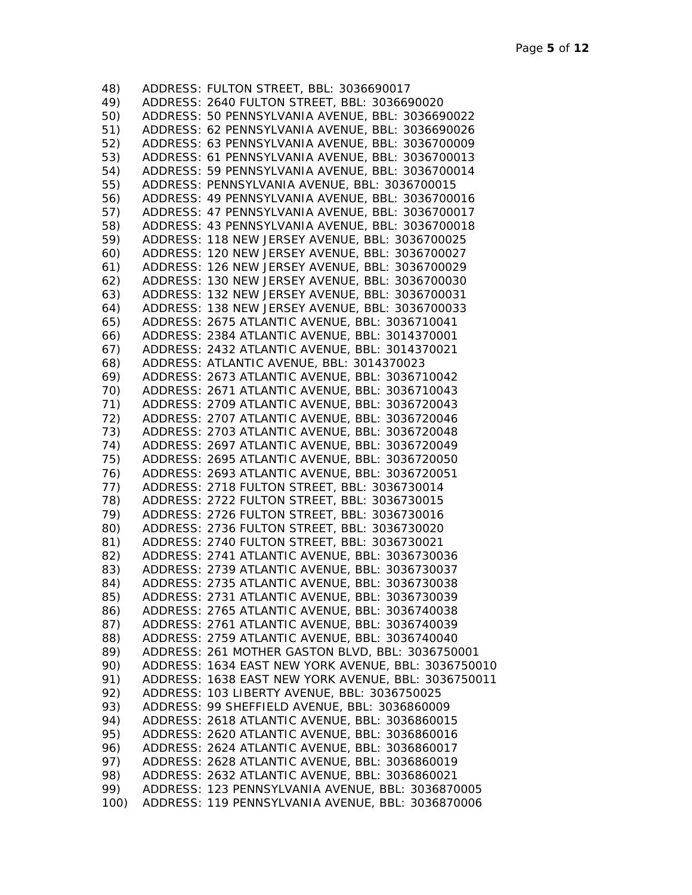48) ADDRESS: FULTON STREET, BBL: 3036690017
49) ADDRESS: 2640 FULTON STREET, BBL: 3036690020
50) ADDRESS: 50 PENNSYLVANIA AVENUE, BBL: 3036690022
51) ADDRESS: 62 PENNSYLVANIA AVENUE, BBL: 3036690026
52) ADDRESS: 63 PENNSYLVANIA AVENUE, BBL: 3036700009
53) ADDRESS: 61 PENNSYLVANIA AVENUE, BBL: 3036700013
54) ADDRESS: 59 PENNSYLVANIA AVENUE, BBL: 3036700014
55) ADDRESS: PENNSYLVANIA AVENUE, BBL: 3036700015
56) ADDRESS: 49 PENNSYLVANIA AVENUE, BBL: 3036700016
57) ADDRESS: 47 PENNSYLVANIA AVENUE, BBL: 3036700017
58) ADDRESS: 43 PENNSYLVANIA AVENUE, BBL: 3036700018
59) ADDRESS: 118 NEW JERSEY AVENUE, BBL: 3036700025
60) ADDRESS: 120 NEW JERSEY AVENUE, BBL: 3036700027
61) ADDRESS: 126 NEW JERSEY AVENUE, BBL: 3036700029
62) ADDRESS: 130 NEW JERSEY AVENUE, BBL: 3036700030
63) ADDRESS: 132 NEW JERSEY AVENUE, BBL: 3036700031
64) ADDRESS: 138 NEW JERSEY AVENUE, BBL: 3036700033
65) ADDRESS: 2675 ATLANTIC AVENUE, BBL: 3036710041
66) ADDRESS: 2384 ATLANTIC AVENUE, BBL: 3014370001
67) ADDRESS: 2432 ATLANTIC AVENUE, BBL: 3014370021
68) ADDRESS: ATLANTIC AVENUE, BBL: 3014370023
69) ADDRESS: 2673 ATLANTIC AVENUE, BBL: 3036710042
70) ADDRESS: 2671 ATLANTIC AVENUE, BBL: 3036710043
71) ADDRESS: 2709 ATLANTIC AVENUE, BBL: 3036720043
72) ADDRESS: 2707 ATLANTIC AVENUE, BBL: 3036720046
73) ADDRESS: 2703 ATLANTIC AVENUE, BBL: 3036720048
74) ADDRESS: 2697 ATLANTIC AVENUE, BBL: 3036720049
75) ADDRESS: 2695 ATLANTIC AVENUE, BBL: 3036720050
76) ADDRESS: 2693 ATLANTIC AVENUE, BBL: 3036720051
77) ADDRESS: 2718 FULTON STREET, BBL: 3036730014
78) ADDRESS: 2722 FULTON STREET, BBL: 3036730015
79) ADDRESS: 2726 FULTON STREET, BBL: 3036730016
80) ADDRESS: 2736 FULTON STREET, BBL: 3036730020
81) ADDRESS: 2740 FULTON STREET, BBL: 3036730021
82) ADDRESS: 2741 ATLANTIC AVENUE, BBL: 3036730036
83) ADDRESS: 2739 ATLANTIC AVENUE, BBL: 3036730037
84) ADDRESS: 2735 ATLANTIC AVENUE, BBL: 3036730038
85) ADDRESS: 2731 ATLANTIC AVENUE, BBL: 3036730039
86) ADDRESS: 2765 ATLANTIC AVENUE, BBL: 3036740038
87) ADDRESS: 2761 ATLANTIC AVENUE, BBL: 3036740039
88) ADDRESS: 2759 ATLANTIC AVENUE, BBL: 3036740040
89) ADDRESS: 261 MOTHER GASTON BLVD, BBL: 3036750001
90) ADDRESS: 1634 EAST NEW YORK AVENUE, BBL: 3036750010
91) ADDRESS: 1638 EAST NEW YORK AVENUE, BBL: 3036750011
92) ADDRESS: 103 LIBERTY AVENUE, BBL: 3036750025
93) ADDRESS: 99 SHEFFIELD AVENUE, BBL: 3036860009
94) ADDRESS: 2618 ATLANTIC AVENUE, BBL: 3036860015
95) ADDRESS: 2620 ATLANTIC AVENUE, BBL: 3036860016
96) ADDRESS: 2624 ATLANTIC AVENUE, BBL: 3036860017
97) ADDRESS: 2628 ATLANTIC AVENUE, BBL: 3036860019
98) ADDRESS: 2632 ATLANTIC AVENUE, BBL: 3036860021
99) ADDRESS: 123 PENNSYLVANIA AVENUE, BBL: 3036870005
100) ADDRESS: 119 PENNSYLVANIA AVENUE, BBL: 3036870006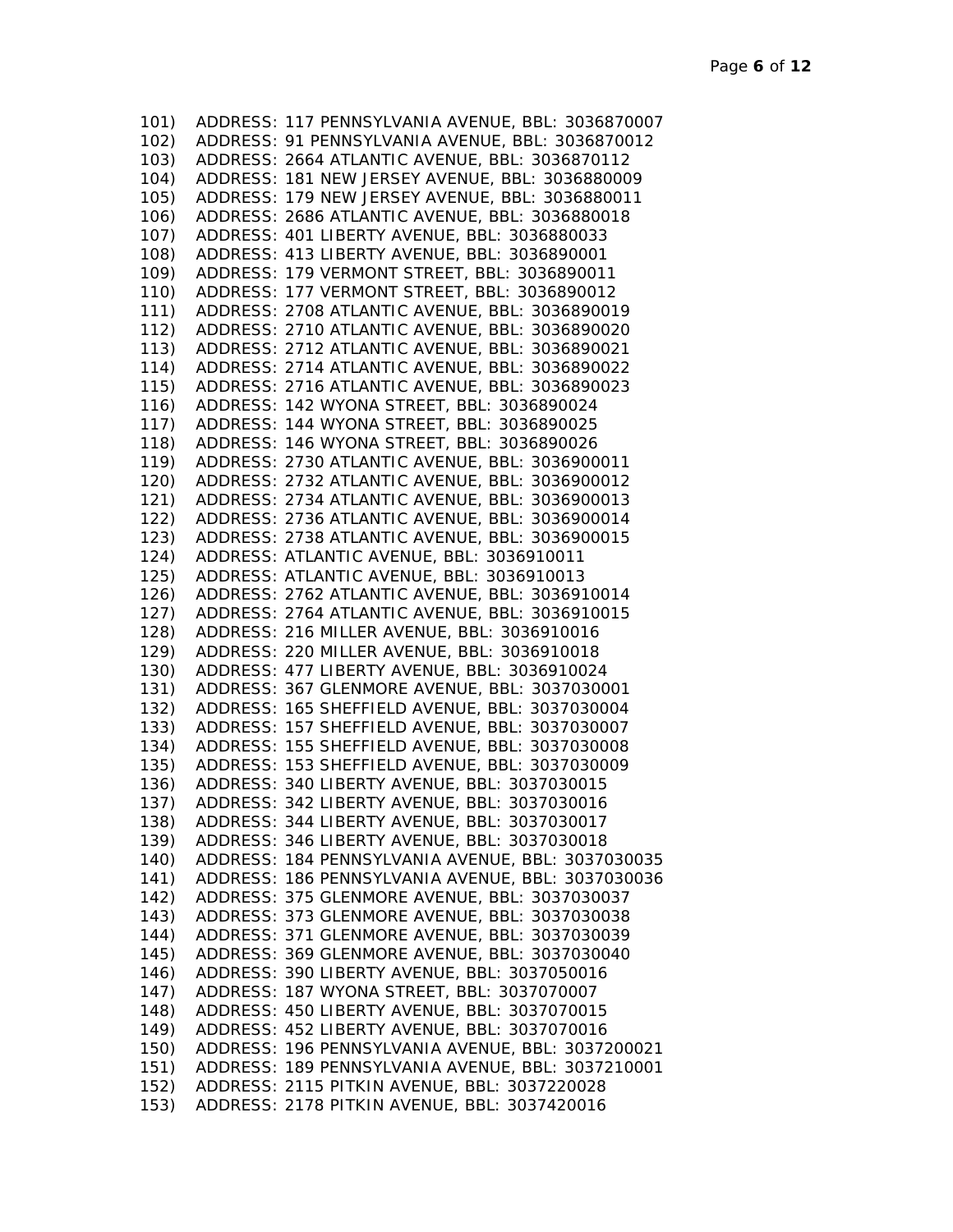101) ADDRESS: 117 PENNSYLVANIA AVENUE, BBL: 3036870007
102) ADDRESS: 91 PENNSYLVANIA AVENUE, BBL: 3036870012
103) ADDRESS: 2664 ATLANTIC AVENUE, BBL: 3036870112
104) ADDRESS: 181 NEW JERSEY AVENUE, BBL: 3036880009
105) ADDRESS: 179 NEW JERSEY AVENUE, BBL: 3036880011
106) ADDRESS: 2686 ATLANTIC AVENUE, BBL: 3036880018
107) ADDRESS: 401 LIBERTY AVENUE, BBL: 3036880033
108) ADDRESS: 413 LIBERTY AVENUE, BBL: 3036890001
109) ADDRESS: 179 VERMONT STREET, BBL: 3036890011
110) ADDRESS: 177 VERMONT STREET, BBL: 3036890012
111) ADDRESS: 2708 ATLANTIC AVENUE, BBL: 3036890019
112) ADDRESS: 2710 ATLANTIC AVENUE, BBL: 3036890020
113) ADDRESS: 2712 ATLANTIC AVENUE, BBL: 3036890021
114) ADDRESS: 2714 ATLANTIC AVENUE, BBL: 3036890022
115) ADDRESS: 2716 ATLANTIC AVENUE, BBL: 3036890023
116) ADDRESS: 142 WYONA STREET, BBL: 3036890024
117) ADDRESS: 144 WYONA STREET, BBL: 3036890025
118) ADDRESS: 146 WYONA STREET, BBL: 3036890026
119) ADDRESS: 2730 ATLANTIC AVENUE, BBL: 3036900011
120) ADDRESS: 2732 ATLANTIC AVENUE, BBL: 3036900012
121) ADDRESS: 2734 ATLANTIC AVENUE, BBL: 3036900013
122) ADDRESS: 2736 ATLANTIC AVENUE, BBL: 3036900014
123) ADDRESS: 2738 ATLANTIC AVENUE, BBL: 3036900015
124) ADDRESS: ATLANTIC AVENUE, BBL: 3036910011
125) ADDRESS: ATLANTIC AVENUE, BBL: 3036910013
126) ADDRESS: 2762 ATLANTIC AVENUE, BBL: 3036910014
127) ADDRESS: 2764 ATLANTIC AVENUE, BBL: 3036910015
128) ADDRESS: 216 MILLER AVENUE, BBL: 3036910016
129) ADDRESS: 220 MILLER AVENUE, BBL: 3036910018
130) ADDRESS: 477 LIBERTY AVENUE, BBL: 3036910024
131) ADDRESS: 367 GLENMORE AVENUE, BBL: 3037030001
132) ADDRESS: 165 SHEFFIELD AVENUE, BBL: 3037030004
133) ADDRESS: 157 SHEFFIELD AVENUE, BBL: 3037030007
134) ADDRESS: 155 SHEFFIELD AVENUE, BBL: 3037030008
135) ADDRESS: 153 SHEFFIELD AVENUE, BBL: 3037030009
136) ADDRESS: 340 LIBERTY AVENUE, BBL: 3037030015
137) ADDRESS: 342 LIBERTY AVENUE, BBL: 3037030016
138) ADDRESS: 344 LIBERTY AVENUE, BBL: 3037030017
139) ADDRESS: 346 LIBERTY AVENUE, BBL: 3037030018
140) ADDRESS: 184 PENNSYLVANIA AVENUE, BBL: 3037030035
141) ADDRESS: 186 PENNSYLVANIA AVENUE, BBL: 3037030036
142) ADDRESS: 375 GLENMORE AVENUE, BBL: 3037030037
143) ADDRESS: 373 GLENMORE AVENUE, BBL: 3037030038
144) ADDRESS: 371 GLENMORE AVENUE, BBL: 3037030039
145) ADDRESS: 369 GLENMORE AVENUE, BBL: 3037030040
146) ADDRESS: 390 LIBERTY AVENUE, BBL: 3037050016
147) ADDRESS: 187 WYONA STREET, BBL: 3037070007
148) ADDRESS: 450 LIBERTY AVENUE, BBL: 3037070015
149) ADDRESS: 452 LIBERTY AVENUE, BBL: 3037070016
150) ADDRESS: 196 PENNSYLVANIA AVENUE, BBL: 3037200021
151) ADDRESS: 189 PENNSYLVANIA AVENUE, BBL: 3037210001
152) ADDRESS: 2115 PITKIN AVENUE, BBL: 3037220028
153) ADDRESS: 2178 PITKIN AVENUE, BBL: 3037420016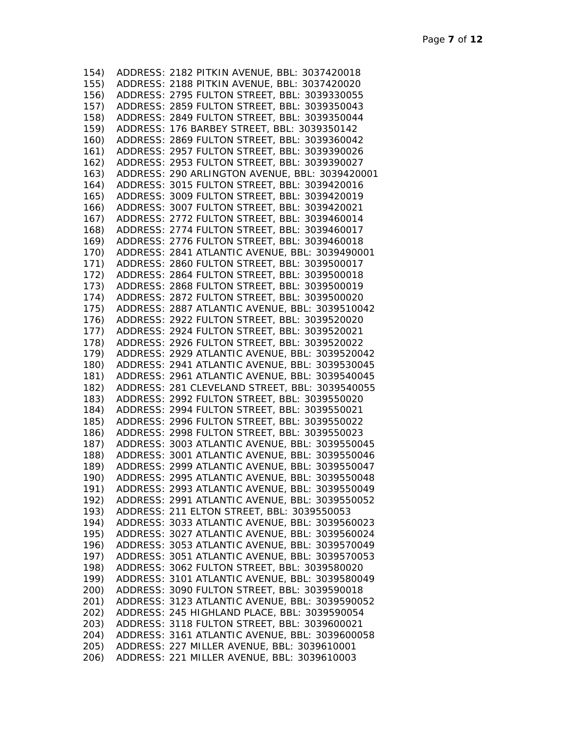154) ADDRESS: 2182 PITKIN AVENUE, BBL: 3037420018
155) ADDRESS: 2188 PITKIN AVENUE, BBL: 3037420020
156) ADDRESS: 2795 FULTON STREET, BBL: 3039330055
157) ADDRESS: 2859 FULTON STREET, BBL: 3039350043
158) ADDRESS: 2849 FULTON STREET, BBL: 3039350044
159) ADDRESS: 176 BARBEY STREET, BBL: 3039350142
160) ADDRESS: 2869 FULTON STREET, BBL: 3039360042
161) ADDRESS: 2957 FULTON STREET, BBL: 3039390026
162) ADDRESS: 2953 FULTON STREET, BBL: 3039390027
163) ADDRESS: 290 ARLINGTON AVENUE, BBL: 3039420001
164) ADDRESS: 3015 FULTON STREET, BBL: 3039420016
165) ADDRESS: 3009 FULTON STREET, BBL: 3039420019
166) ADDRESS: 3007 FULTON STREET, BBL: 3039420021
167) ADDRESS: 2772 FULTON STREET, BBL: 3039460014
168) ADDRESS: 2774 FULTON STREET, BBL: 3039460017
169) ADDRESS: 2776 FULTON STREET, BBL: 3039460018
170) ADDRESS: 2841 ATLANTIC AVENUE, BBL: 3039490001
171) ADDRESS: 2860 FULTON STREET, BBL: 3039500017
172) ADDRESS: 2864 FULTON STREET, BBL: 3039500018
173) ADDRESS: 2868 FULTON STREET, BBL: 3039500019
174) ADDRESS: 2872 FULTON STREET, BBL: 3039500020
175) ADDRESS: 2887 ATLANTIC AVENUE, BBL: 3039510042
176) ADDRESS: 2922 FULTON STREET, BBL: 3039520020
177) ADDRESS: 2924 FULTON STREET, BBL: 3039520021
178) ADDRESS: 2926 FULTON STREET, BBL: 3039520022
179) ADDRESS: 2929 ATLANTIC AVENUE, BBL: 3039520042
180) ADDRESS: 2941 ATLANTIC AVENUE, BBL: 3039530045
181) ADDRESS: 2961 ATLANTIC AVENUE, BBL: 3039540045
182) ADDRESS: 281 CLEVELAND STREET, BBL: 3039540055
183) ADDRESS: 2992 FULTON STREET, BBL: 3039550020
184) ADDRESS: 2994 FULTON STREET, BBL: 3039550021
185) ADDRESS: 2996 FULTON STREET, BBL: 3039550022
186) ADDRESS: 2998 FULTON STREET, BBL: 3039550023
187) ADDRESS: 3003 ATLANTIC AVENUE, BBL: 3039550045
188) ADDRESS: 3001 ATLANTIC AVENUE, BBL: 3039550046
189) ADDRESS: 2999 ATLANTIC AVENUE, BBL: 3039550047
190) ADDRESS: 2995 ATLANTIC AVENUE, BBL: 3039550048
191) ADDRESS: 2993 ATLANTIC AVENUE, BBL: 3039550049
192) ADDRESS: 2991 ATLANTIC AVENUE, BBL: 3039550052
193) ADDRESS: 211 ELTON STREET, BBL: 3039550053
194) ADDRESS: 3033 ATLANTIC AVENUE, BBL: 3039560023
195) ADDRESS: 3027 ATLANTIC AVENUE, BBL: 3039560024
196) ADDRESS: 3053 ATLANTIC AVENUE, BBL: 3039570049
197) ADDRESS: 3051 ATLANTIC AVENUE, BBL: 3039570053
198) ADDRESS: 3062 FULTON STREET, BBL: 3039580020
199) ADDRESS: 3101 ATLANTIC AVENUE, BBL: 3039580049
200) ADDRESS: 3090 FULTON STREET, BBL: 3039590018
201) ADDRESS: 3123 ATLANTIC AVENUE, BBL: 3039590052
202) ADDRESS: 245 HIGHLAND PLACE, BBL: 3039590054
203) ADDRESS: 3118 FULTON STREET, BBL: 3039600021
204) ADDRESS: 3161 ATLANTIC AVENUE, BBL: 3039600058
205) ADDRESS: 227 MILLER AVENUE, BBL: 3039610001
206) ADDRESS: 221 MILLER AVENUE, BBL: 3039610003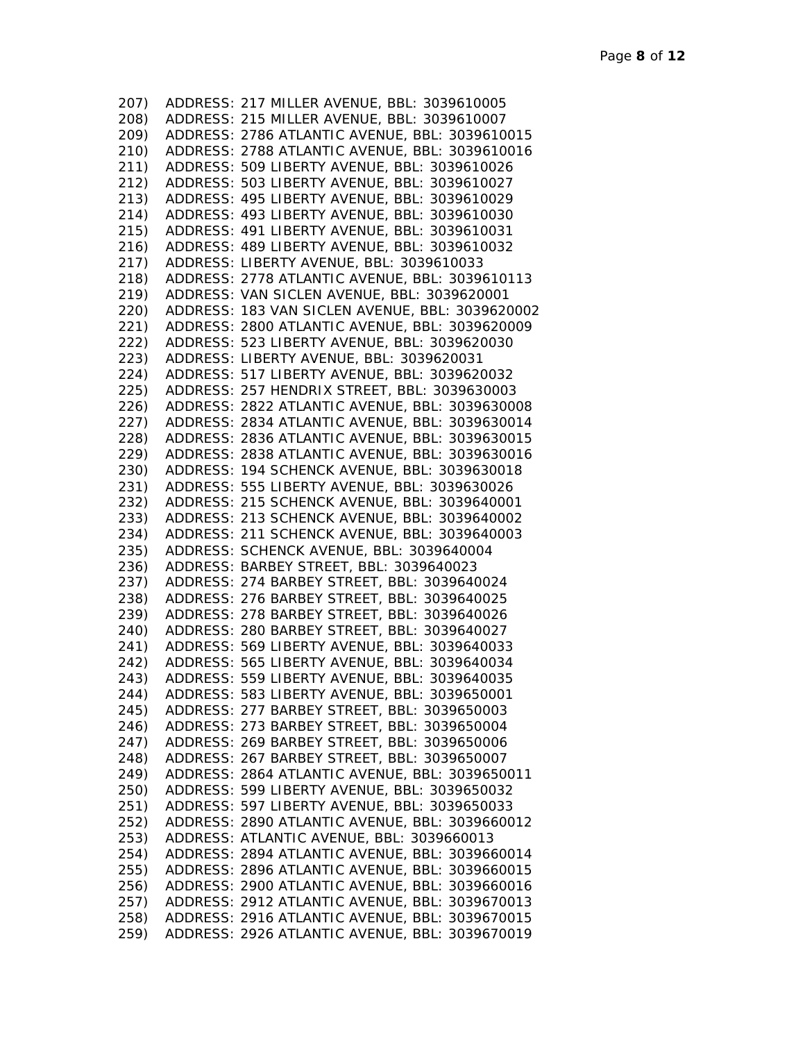207) ADDRESS: 217 MILLER AVENUE, BBL: 3039610005
208) ADDRESS: 215 MILLER AVENUE, BBL: 3039610007
209) ADDRESS: 2786 ATLANTIC AVENUE, BBL: 3039610015
210) ADDRESS: 2788 ATLANTIC AVENUE, BBL: 3039610016
211) ADDRESS: 509 LIBERTY AVENUE, BBL: 3039610026
212) ADDRESS: 503 LIBERTY AVENUE, BBL: 3039610027
213) ADDRESS: 495 LIBERTY AVENUE, BBL: 3039610029
214) ADDRESS: 493 LIBERTY AVENUE, BBL: 3039610030
215) ADDRESS: 491 LIBERTY AVENUE, BBL: 3039610031
216) ADDRESS: 489 LIBERTY AVENUE, BBL: 3039610032
217) ADDRESS: LIBERTY AVENUE, BBL: 3039610033
218) ADDRESS: 2778 ATLANTIC AVENUE, BBL: 3039610113
219) ADDRESS: VAN SICLEN AVENUE, BBL: 3039620001
220) ADDRESS: 183 VAN SICLEN AVENUE, BBL: 3039620002
221) ADDRESS: 2800 ATLANTIC AVENUE, BBL: 3039620009
222) ADDRESS: 523 LIBERTY AVENUE, BBL: 3039620030
223) ADDRESS: LIBERTY AVENUE, BBL: 3039620031
224) ADDRESS: 517 LIBERTY AVENUE, BBL: 3039620032
225) ADDRESS: 257 HENDRIX STREET, BBL: 3039630003
226) ADDRESS: 2822 ATLANTIC AVENUE, BBL: 3039630008
227) ADDRESS: 2834 ATLANTIC AVENUE, BBL: 3039630014
228) ADDRESS: 2836 ATLANTIC AVENUE, BBL: 3039630015
229) ADDRESS: 2838 ATLANTIC AVENUE, BBL: 3039630016
230) ADDRESS: 194 SCHENCK AVENUE, BBL: 3039630018
231) ADDRESS: 555 LIBERTY AVENUE, BBL: 3039630026
232) ADDRESS: 215 SCHENCK AVENUE, BBL: 3039640001
233) ADDRESS: 213 SCHENCK AVENUE, BBL: 3039640002
234) ADDRESS: 211 SCHENCK AVENUE, BBL: 3039640003
235) ADDRESS: SCHENCK AVENUE, BBL: 3039640004
236) ADDRESS: BARBEY STREET, BBL: 3039640023
237) ADDRESS: 274 BARBEY STREET, BBL: 3039640024
238) ADDRESS: 276 BARBEY STREET, BBL: 3039640025
239) ADDRESS: 278 BARBEY STREET, BBL: 3039640026
240) ADDRESS: 280 BARBEY STREET, BBL: 3039640027
241) ADDRESS: 569 LIBERTY AVENUE, BBL: 3039640033
242) ADDRESS: 565 LIBERTY AVENUE, BBL: 3039640034
243) ADDRESS: 559 LIBERTY AVENUE, BBL: 3039640035
244) ADDRESS: 583 LIBERTY AVENUE, BBL: 3039650001
245) ADDRESS: 277 BARBEY STREET, BBL: 3039650003
246) ADDRESS: 273 BARBEY STREET, BBL: 3039650004
247) ADDRESS: 269 BARBEY STREET, BBL: 3039650006
248) ADDRESS: 267 BARBEY STREET, BBL: 3039650007
249) ADDRESS: 2864 ATLANTIC AVENUE, BBL: 3039650011
250) ADDRESS: 599 LIBERTY AVENUE, BBL: 3039650032
251) ADDRESS: 597 LIBERTY AVENUE, BBL: 3039650033
252) ADDRESS: 2890 ATLANTIC AVENUE, BBL: 3039660012
253) ADDRESS: ATLANTIC AVENUE, BBL: 3039660013
254) ADDRESS: 2894 ATLANTIC AVENUE, BBL: 3039660014
255) ADDRESS: 2896 ATLANTIC AVENUE, BBL: 3039660015
256) ADDRESS: 2900 ATLANTIC AVENUE, BBL: 3039660016
257) ADDRESS: 2912 ATLANTIC AVENUE, BBL: 3039670013
258) ADDRESS: 2916 ATLANTIC AVENUE, BBL: 3039670015
259) ADDRESS: 2926 ATLANTIC AVENUE, BBL: 3039670019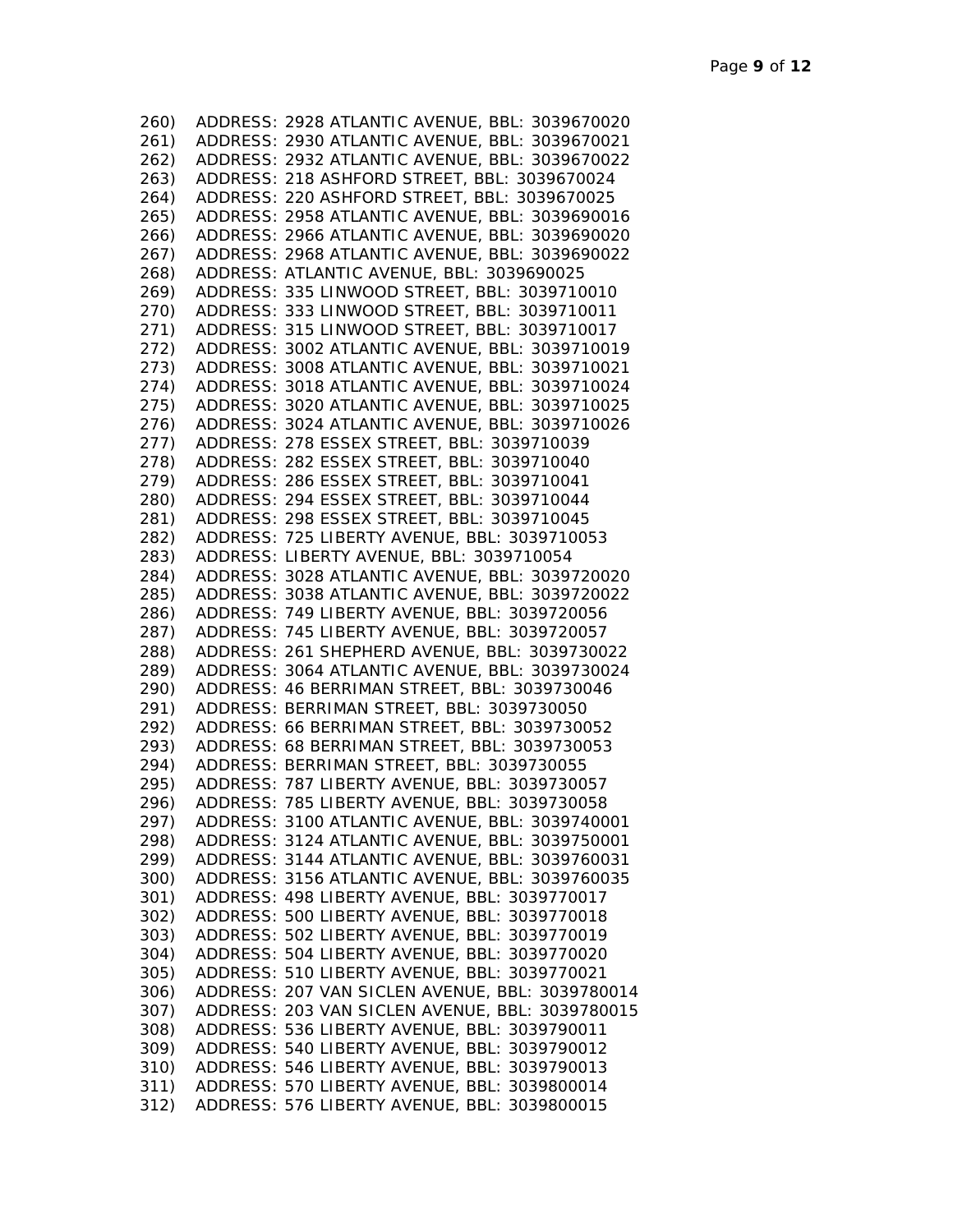260) ADDRESS: 2928 ATLANTIC AVENUE, BBL: 3039670020
261) ADDRESS: 2930 ATLANTIC AVENUE, BBL: 3039670021
262) ADDRESS: 2932 ATLANTIC AVENUE, BBL: 3039670022
263) ADDRESS: 218 ASHFORD STREET, BBL: 3039670024
264) ADDRESS: 220 ASHFORD STREET, BBL: 3039670025
265) ADDRESS: 2958 ATLANTIC AVENUE, BBL: 3039690016
266) ADDRESS: 2966 ATLANTIC AVENUE, BBL: 3039690020
267) ADDRESS: 2968 ATLANTIC AVENUE, BBL: 3039690022
268) ADDRESS: ATLANTIC AVENUE, BBL: 3039690025
269) ADDRESS: 335 LINWOOD STREET, BBL: 3039710010
270) ADDRESS: 333 LINWOOD STREET, BBL: 3039710011
271) ADDRESS: 315 LINWOOD STREET, BBL: 3039710017
272) ADDRESS: 3002 ATLANTIC AVENUE, BBL: 3039710019
273) ADDRESS: 3008 ATLANTIC AVENUE, BBL: 3039710021
274) ADDRESS: 3018 ATLANTIC AVENUE, BBL: 3039710024
275) ADDRESS: 3020 ATLANTIC AVENUE, BBL: 3039710025
276) ADDRESS: 3024 ATLANTIC AVENUE, BBL: 3039710026
277) ADDRESS: 278 ESSEX STREET, BBL: 3039710039
278) ADDRESS: 282 ESSEX STREET, BBL: 3039710040
279) ADDRESS: 286 ESSEX STREET, BBL: 3039710041
280) ADDRESS: 294 ESSEX STREET, BBL: 3039710044
281) ADDRESS: 298 ESSEX STREET, BBL: 3039710045
282) ADDRESS: 725 LIBERTY AVENUE, BBL: 3039710053
283) ADDRESS: LIBERTY AVENUE, BBL: 3039710054
284) ADDRESS: 3028 ATLANTIC AVENUE, BBL: 3039720020
285) ADDRESS: 3038 ATLANTIC AVENUE, BBL: 3039720022
286) ADDRESS: 749 LIBERTY AVENUE, BBL: 3039720056
287) ADDRESS: 745 LIBERTY AVENUE, BBL: 3039720057
288) ADDRESS: 261 SHEPHERD AVENUE, BBL: 3039730022
289) ADDRESS: 3064 ATLANTIC AVENUE, BBL: 3039730024
290) ADDRESS: 46 BERRIMAN STREET, BBL: 3039730046
291) ADDRESS: BERRIMAN STREET, BBL: 3039730050
292) ADDRESS: 66 BERRIMAN STREET, BBL: 3039730052
293) ADDRESS: 68 BERRIMAN STREET, BBL: 3039730053
294) ADDRESS: BERRIMAN STREET, BBL: 3039730055
295) ADDRESS: 787 LIBERTY AVENUE, BBL: 3039730057
296) ADDRESS: 785 LIBERTY AVENUE, BBL: 3039730058
297) ADDRESS: 3100 ATLANTIC AVENUE, BBL: 3039740001
298) ADDRESS: 3124 ATLANTIC AVENUE, BBL: 3039750001
299) ADDRESS: 3144 ATLANTIC AVENUE, BBL: 3039760031
300) ADDRESS: 3156 ATLANTIC AVENUE, BBL: 3039760035
301) ADDRESS: 498 LIBERTY AVENUE, BBL: 3039770017
302) ADDRESS: 500 LIBERTY AVENUE, BBL: 3039770018
303) ADDRESS: 502 LIBERTY AVENUE, BBL: 3039770019
304) ADDRESS: 504 LIBERTY AVENUE, BBL: 3039770020
305) ADDRESS: 510 LIBERTY AVENUE, BBL: 3039770021
306) ADDRESS: 207 VAN SICLEN AVENUE, BBL: 3039780014
307) ADDRESS: 203 VAN SICLEN AVENUE, BBL: 3039780015
308) ADDRESS: 536 LIBERTY AVENUE, BBL: 3039790011
309) ADDRESS: 540 LIBERTY AVENUE, BBL: 3039790012
310) ADDRESS: 546 LIBERTY AVENUE, BBL: 3039790013
311) ADDRESS: 570 LIBERTY AVENUE, BBL: 3039800014
312) ADDRESS: 576 LIBERTY AVENUE, BBL: 3039800015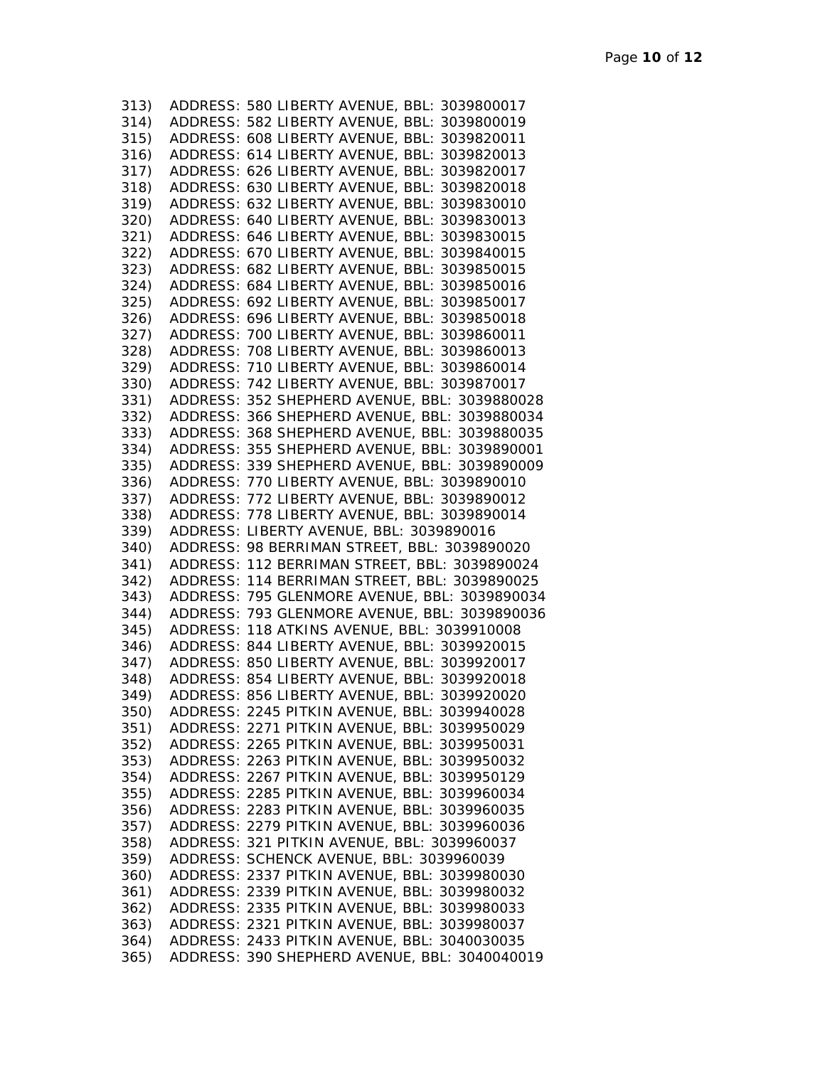313) ADDRESS: 580 LIBERTY AVENUE, BBL: 3039800017
314) ADDRESS: 582 LIBERTY AVENUE, BBL: 3039800019
315) ADDRESS: 608 LIBERTY AVENUE, BBL: 3039820011
316) ADDRESS: 614 LIBERTY AVENUE, BBL: 3039820013
317) ADDRESS: 626 LIBERTY AVENUE, BBL: 3039820017
318) ADDRESS: 630 LIBERTY AVENUE, BBL: 3039820018
319) ADDRESS: 632 LIBERTY AVENUE, BBL: 3039830010
320) ADDRESS: 640 LIBERTY AVENUE, BBL: 3039830013
321) ADDRESS: 646 LIBERTY AVENUE, BBL: 3039830015
322) ADDRESS: 670 LIBERTY AVENUE, BBL: 3039840015
323) ADDRESS: 682 LIBERTY AVENUE, BBL: 3039850015
324) ADDRESS: 684 LIBERTY AVENUE, BBL: 3039850016
325) ADDRESS: 692 LIBERTY AVENUE, BBL: 3039850017
326) ADDRESS: 696 LIBERTY AVENUE, BBL: 3039850018
327) ADDRESS: 700 LIBERTY AVENUE, BBL: 3039860011
328) ADDRESS: 708 LIBERTY AVENUE, BBL: 3039860013
329) ADDRESS: 710 LIBERTY AVENUE, BBL: 3039860014
330) ADDRESS: 742 LIBERTY AVENUE, BBL: 3039870017
331) ADDRESS: 352 SHEPHERD AVENUE, BBL: 3039880028
332) ADDRESS: 366 SHEPHERD AVENUE, BBL: 3039880034
333) ADDRESS: 368 SHEPHERD AVENUE, BBL: 3039880035
334) ADDRESS: 355 SHEPHERD AVENUE, BBL: 3039890001
335) ADDRESS: 339 SHEPHERD AVENUE, BBL: 3039890009
336) ADDRESS: 770 LIBERTY AVENUE, BBL: 3039890010
337) ADDRESS: 772 LIBERTY AVENUE, BBL: 3039890012
338) ADDRESS: 778 LIBERTY AVENUE, BBL: 3039890014
339) ADDRESS: LIBERTY AVENUE, BBL: 3039890016
340) ADDRESS: 98 BERRIMAN STREET, BBL: 3039890020
341) ADDRESS: 112 BERRIMAN STREET, BBL: 3039890024
342) ADDRESS: 114 BERRIMAN STREET, BBL: 3039890025
343) ADDRESS: 795 GLENMORE AVENUE, BBL: 3039890034
344) ADDRESS: 793 GLENMORE AVENUE, BBL: 3039890036
345) ADDRESS: 118 ATKINS AVENUE, BBL: 3039910008
346) ADDRESS: 844 LIBERTY AVENUE, BBL: 3039920015
347) ADDRESS: 850 LIBERTY AVENUE, BBL: 3039920017
348) ADDRESS: 854 LIBERTY AVENUE, BBL: 3039920018
349) ADDRESS: 856 LIBERTY AVENUE, BBL: 3039920020
350) ADDRESS: 2245 PITKIN AVENUE, BBL: 3039940028
351) ADDRESS: 2271 PITKIN AVENUE, BBL: 3039950029
352) ADDRESS: 2265 PITKIN AVENUE, BBL: 3039950031
353) ADDRESS: 2263 PITKIN AVENUE, BBL: 3039950032
354) ADDRESS: 2267 PITKIN AVENUE, BBL: 3039950129
355) ADDRESS: 2285 PITKIN AVENUE, BBL: 3039960034
356) ADDRESS: 2283 PITKIN AVENUE, BBL: 3039960035
357) ADDRESS: 2279 PITKIN AVENUE, BBL: 3039960036
358) ADDRESS: 321 PITKIN AVENUE, BBL: 3039960037
359) ADDRESS: SCHENCK AVENUE, BBL: 3039960039
360) ADDRESS: 2337 PITKIN AVENUE, BBL: 3039980030
361) ADDRESS: 2339 PITKIN AVENUE, BBL: 3039980032
362) ADDRESS: 2335 PITKIN AVENUE, BBL: 3039980033
363) ADDRESS: 2321 PITKIN AVENUE, BBL: 3039980037
364) ADDRESS: 2433 PITKIN AVENUE, BBL: 3040030035
365) ADDRESS: 390 SHEPHERD AVENUE, BBL: 3040040019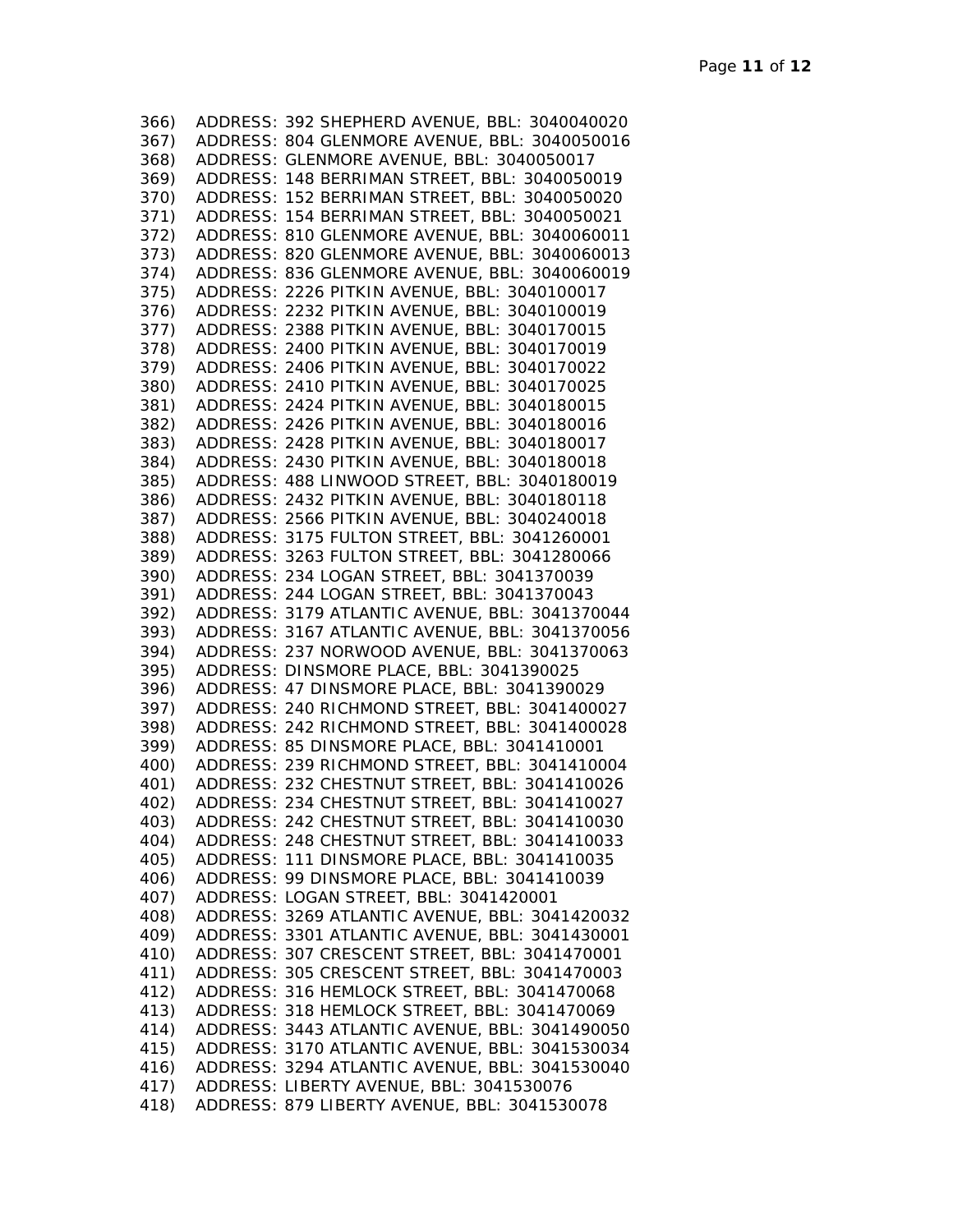366) ADDRESS: 392 SHEPHERD AVENUE, BBL: 3040040020
367) ADDRESS: 804 GLENMORE AVENUE, BBL: 3040050016
368) ADDRESS: GLENMORE AVENUE, BBL: 3040050017
369) ADDRESS: 148 BERRIMAN STREET, BBL: 3040050019
370) ADDRESS: 152 BERRIMAN STREET, BBL: 3040050020
371) ADDRESS: 154 BERRIMAN STREET, BBL: 3040050021
372) ADDRESS: 810 GLENMORE AVENUE, BBL: 3040060011
373) ADDRESS: 820 GLENMORE AVENUE, BBL: 3040060013
374) ADDRESS: 836 GLENMORE AVENUE, BBL: 3040060019
375) ADDRESS: 2226 PITKIN AVENUE, BBL: 3040100017
376) ADDRESS: 2232 PITKIN AVENUE, BBL: 3040100019
377) ADDRESS: 2388 PITKIN AVENUE, BBL: 3040170015
378) ADDRESS: 2400 PITKIN AVENUE, BBL: 3040170019
379) ADDRESS: 2406 PITKIN AVENUE, BBL: 3040170022
380) ADDRESS: 2410 PITKIN AVENUE, BBL: 3040170025
381) ADDRESS: 2424 PITKIN AVENUE, BBL: 3040180015
382) ADDRESS: 2426 PITKIN AVENUE, BBL: 3040180016
383) ADDRESS: 2428 PITKIN AVENUE, BBL: 3040180017
384) ADDRESS: 2430 PITKIN AVENUE, BBL: 3040180018
385) ADDRESS: 488 LINWOOD STREET, BBL: 3040180019
386) ADDRESS: 2432 PITKIN AVENUE, BBL: 3040180118
387) ADDRESS: 2566 PITKIN AVENUE, BBL: 3040240018
388) ADDRESS: 3175 FULTON STREET, BBL: 3041260001
389) ADDRESS: 3263 FULTON STREET, BBL: 3041280066
390) ADDRESS: 234 LOGAN STREET, BBL: 3041370039
391) ADDRESS: 244 LOGAN STREET, BBL: 3041370043
392) ADDRESS: 3179 ATLANTIC AVENUE, BBL: 3041370044
393) ADDRESS: 3167 ATLANTIC AVENUE, BBL: 3041370056
394) ADDRESS: 237 NORWOOD AVENUE, BBL: 3041370063
395) ADDRESS: DINSMORE PLACE, BBL: 3041390025
396) ADDRESS: 47 DINSMORE PLACE, BBL: 3041390029
397) ADDRESS: 240 RICHMOND STREET, BBL: 3041400027
398) ADDRESS: 242 RICHMOND STREET, BBL: 3041400028
399) ADDRESS: 85 DINSMORE PLACE, BBL: 3041410001
400) ADDRESS: 239 RICHMOND STREET, BBL: 3041410004
401) ADDRESS: 232 CHESTNUT STREET, BBL: 3041410026
402) ADDRESS: 234 CHESTNUT STREET, BBL: 3041410027
403) ADDRESS: 242 CHESTNUT STREET, BBL: 3041410030
404) ADDRESS: 248 CHESTNUT STREET, BBL: 3041410033
405) ADDRESS: 111 DINSMORE PLACE, BBL: 3041410035
406) ADDRESS: 99 DINSMORE PLACE, BBL: 3041410039
407) ADDRESS: LOGAN STREET, BBL: 3041420001
408) ADDRESS: 3269 ATLANTIC AVENUE, BBL: 3041420032
409) ADDRESS: 3301 ATLANTIC AVENUE, BBL: 3041430001
410) ADDRESS: 307 CRESCENT STREET, BBL: 3041470001
411) ADDRESS: 305 CRESCENT STREET, BBL: 3041470003
412) ADDRESS: 316 HEMLOCK STREET, BBL: 3041470068
413) ADDRESS: 318 HEMLOCK STREET, BBL: 3041470069
414) ADDRESS: 3443 ATLANTIC AVENUE, BBL: 3041490050
415) ADDRESS: 3170 ATLANTIC AVENUE, BBL: 3041530034
416) ADDRESS: 3294 ATLANTIC AVENUE, BBL: 3041530040
417) ADDRESS: LIBERTY AVENUE, BBL: 3041530076
418) ADDRESS: 879 LIBERTY AVENUE, BBL: 3041530078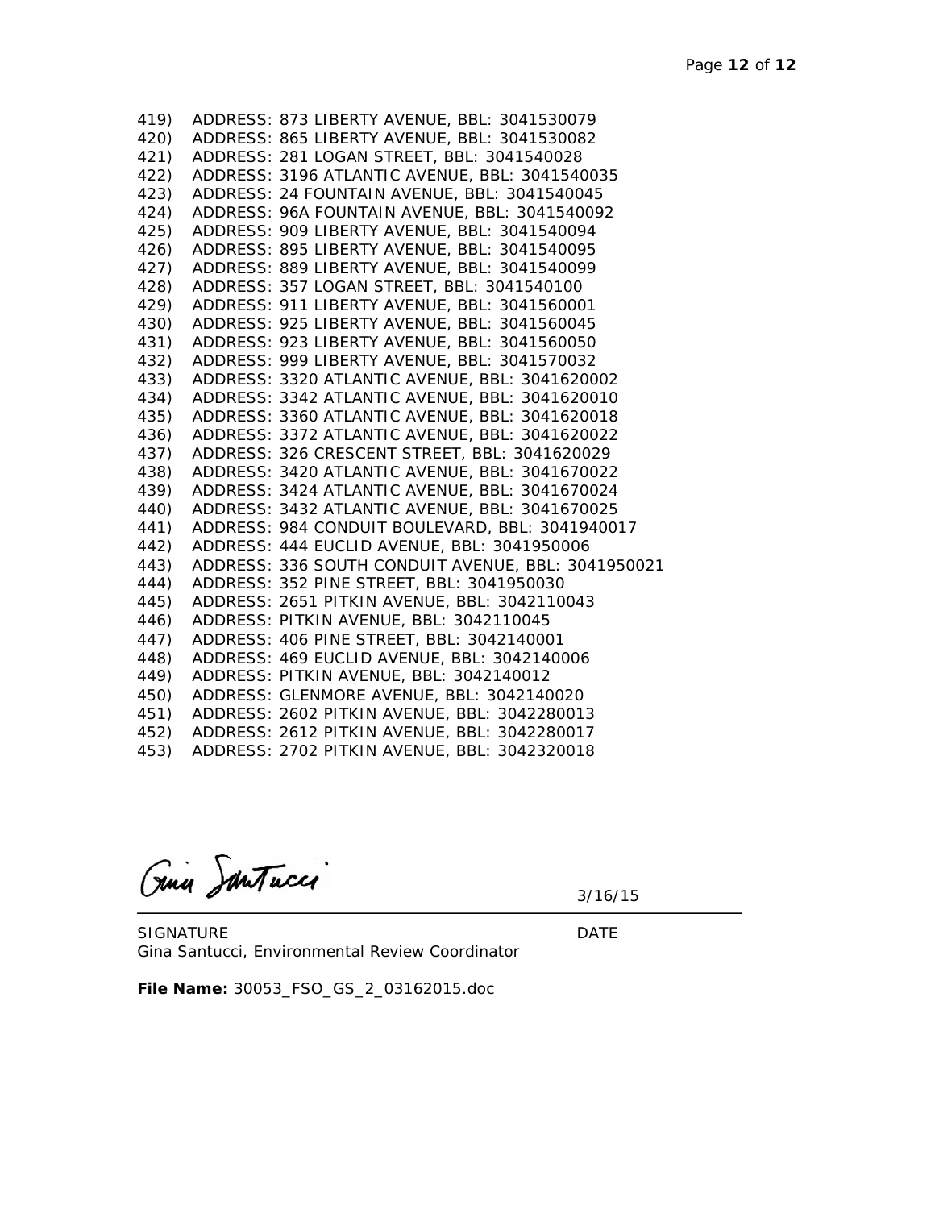419) ADDRESS: 873 LIBERTY AVENUE, BBL: 3041530079
420) ADDRESS: 865 LIBERTY AVENUE, BBL: 3041530082
421) ADDRESS: 281 LOGAN STREET, BBL: 3041540028
422) ADDRESS: 3196 ATLANTIC AVENUE, BBL: 3041540035
423) ADDRESS: 24 FOUNTAIN AVENUE, BBL: 3041540045
424) ADDRESS: 96A FOUNTAIN AVENUE, BBL: 3041540092
425) ADDRESS: 909 LIBERTY AVENUE, BBL: 3041540094
426) ADDRESS: 895 LIBERTY AVENUE, BBL: 3041540095
427) ADDRESS: 889 LIBERTY AVENUE, BBL: 3041540099
428) ADDRESS: 357 LOGAN STREET, BBL: 3041540100
429) ADDRESS: 911 LIBERTY AVENUE, BBL: 3041560001
430) ADDRESS: 925 LIBERTY AVENUE, BBL: 3041560045
431) ADDRESS: 923 LIBERTY AVENUE, BBL: 3041560050
432) ADDRESS: 999 LIBERTY AVENUE, BBL: 3041570032
433) ADDRESS: 3320 ATLANTIC AVENUE, BBL: 3041620002
434) ADDRESS: 3342 ATLANTIC AVENUE, BBL: 3041620010
435) ADDRESS: 3360 ATLANTIC AVENUE, BBL: 3041620018
436) ADDRESS: 3372 ATLANTIC AVENUE, BBL: 3041620022
437) ADDRESS: 326 CRESCENT STREET, BBL: 3041620029
438) ADDRESS: 3420 ATLANTIC AVENUE, BBL: 3041670022
439) ADDRESS: 3424 ATLANTIC AVENUE, BBL: 3041670024
440) ADDRESS: 3432 ATLANTIC AVENUE, BBL: 3041670025
441) ADDRESS: 984 CONDUIT BOULEVARD, BBL: 3041940017
442) ADDRESS: 444 EUCLID AVENUE, BBL: 3041950006
443) ADDRESS: 336 SOUTH CONDUIT AVENUE, BBL: 3041950021
444) ADDRESS: 352 PINE STREET, BBL: 3041950030
445) ADDRESS: 2651 PITKIN AVENUE, BBL: 3042110043
446) ADDRESS: PITKIN AVENUE, BBL: 3042110045
447) ADDRESS: 406 PINE STREET, BBL: 3042140001
448) ADDRESS: 469 EUCLID AVENUE, BBL: 3042140006
449) ADDRESS: PITKIN AVENUE, BBL: 3042140012
450) ADDRESS: GLENMORE AVENUE, BBL: 3042140020
451) ADDRESS: 2602 PITKIN AVENUE, BBL: 3042280013
452) ADDRESS: 2612 PITKIN AVENUE, BBL: 3042280017
453) ADDRESS: 2702 PITKIN AVENUE, BBL: 3042320018

Gina Santucci 3/16/15

SIGNATURE DATE
Gina Santucci, Environmental Review Coordinator

**File Name:** 30053_FSO_GS_2_03162015.doc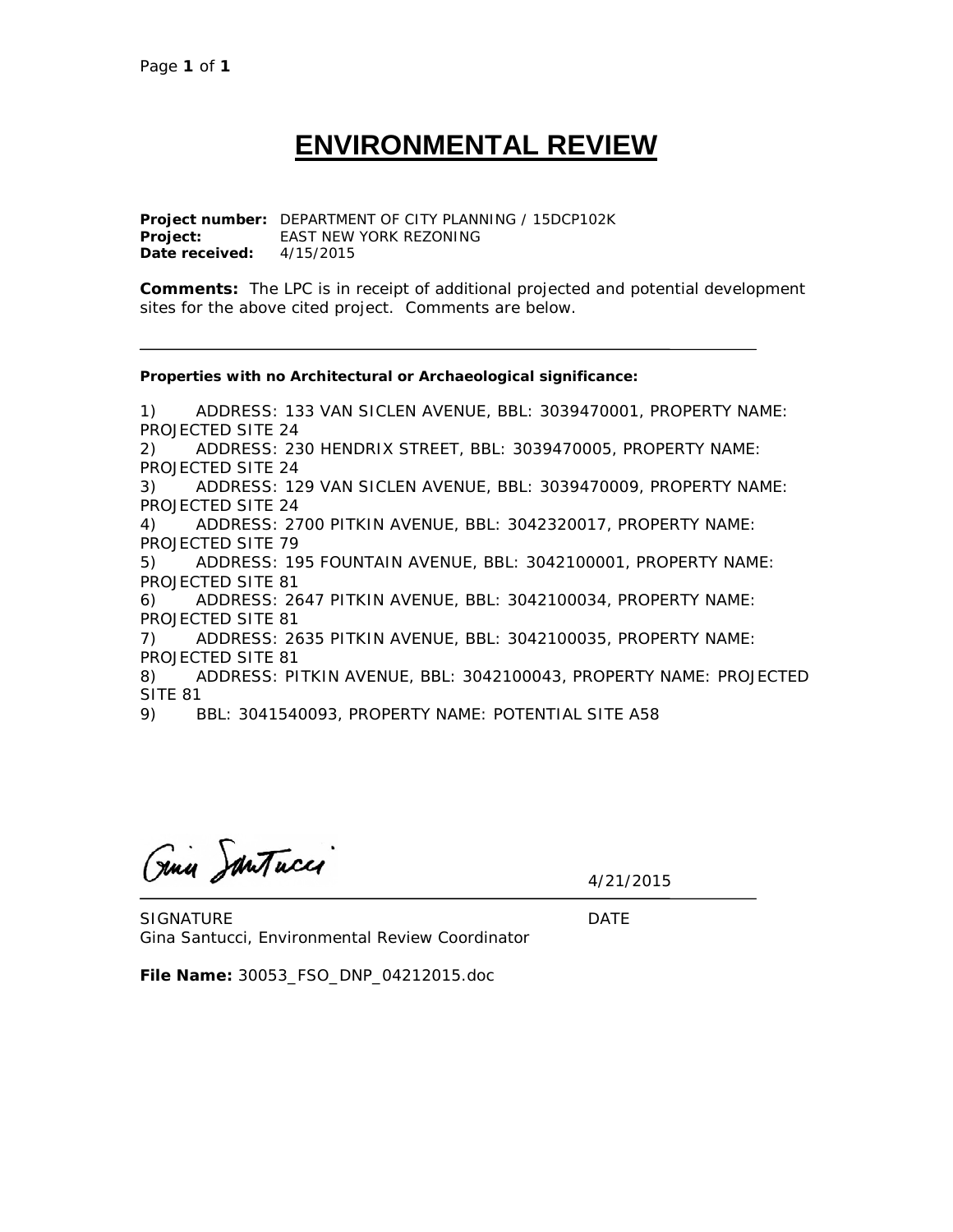# ENVIRONMENTAL REVIEW

**Project number:** DEPARTMENT OF CITY PLANNING / 15DCP102K
**Project:** EAST NEW YORK REZONING
**Date received:** 4/15/2015

**Comments:** The LPC is in receipt of additional projected and potential development sites for the above cited project. Comments are below.

---

**Properties with no Architectural or Archaeological significance:**

1) ADDRESS: 133 VAN SICLEN AVENUE, BBL: 3039470001, PROPERTY NAME: PROJECTED SITE 24
2) ADDRESS: 230 HENDRIX STREET, BBL: 3039470005, PROPERTY NAME: PROJECTED SITE 24
3) ADDRESS: 129 VAN SICLEN AVENUE, BBL: 3039470009, PROPERTY NAME: PROJECTED SITE 24
4) ADDRESS: 2700 PITKIN AVENUE, BBL: 3042320017, PROPERTY NAME: PROJECTED SITE 79
5) ADDRESS: 195 FOUNTAIN AVENUE, BBL: 3042100001, PROPERTY NAME: PROJECTED SITE 81
6) ADDRESS: 2647 PITKIN AVENUE, BBL: 3042100034, PROPERTY NAME: PROJECTED SITE 81
7) ADDRESS: 2635 PITKIN AVENUE, BBL: 3042100035, PROPERTY NAME: PROJECTED SITE 81
8) ADDRESS: PITKIN AVENUE, BBL: 3042100043, PROPERTY NAME: PROJECTED SITE 81
9) BBL: 3041540093, PROPERTY NAME: POTENTIAL SITE A58

Gina Santucci

4/21/2015

---

SIGNATURE DATE
Gina Santucci, Environmental Review Coordinator

**File Name:** 30053_FSO_DNP_04212015.doc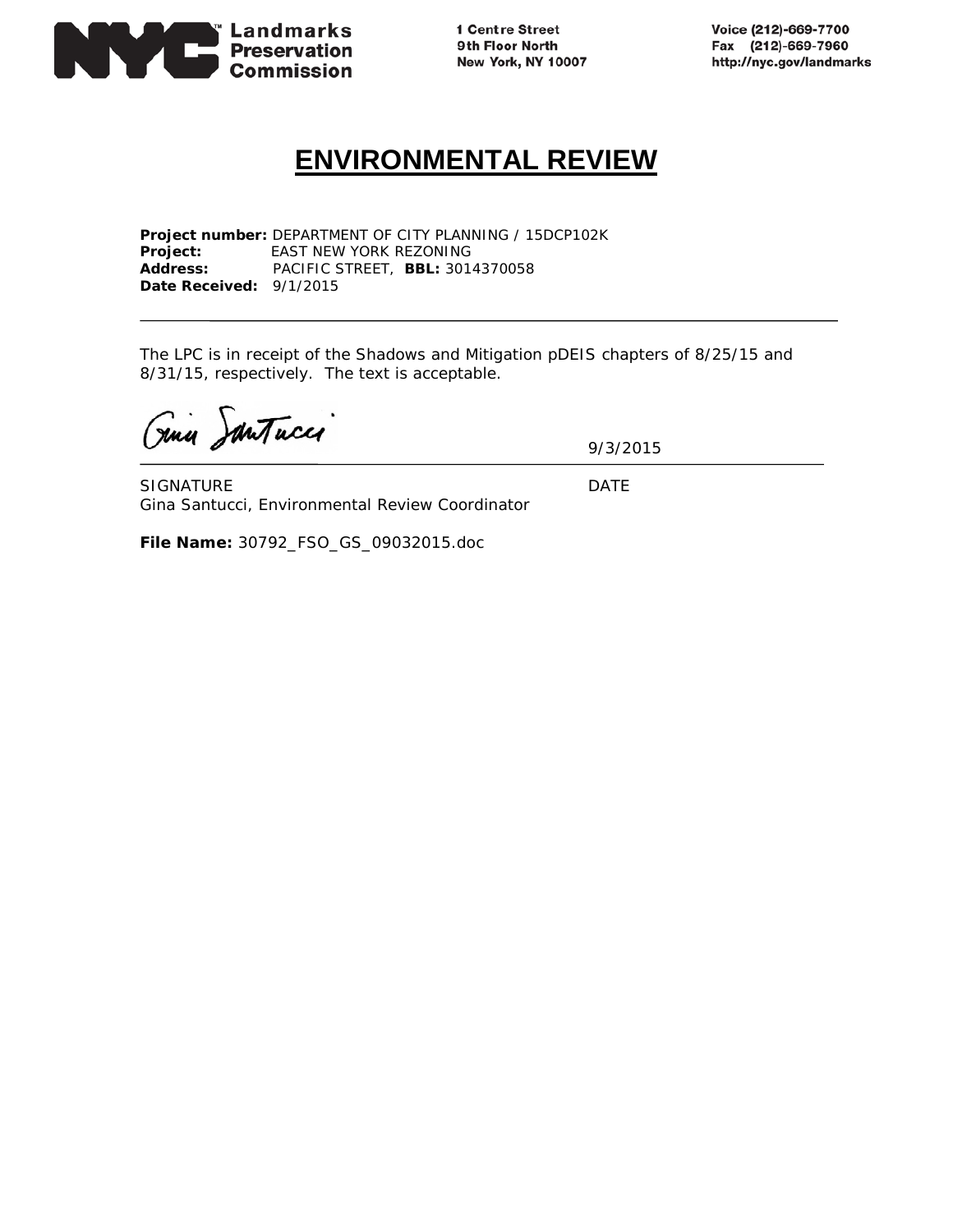**NYC Landmarks Preservation Commission**

1 Centre Street
9th Floor North
New York, NY 10007

Voice (212)-669-7700
Fax (212)-669-7960
http://nyc.gov/landmarks

# ENVIRONMENTAL REVIEW

**Project number:** DEPARTMENT OF CITY PLANNING / 15DCP102K
**Project:** EAST NEW YORK REZONING
**Address:** PACIFIC STREET, **BBL:** 3014370058
**Date Received:** 9/1/2015

---

The LPC is in receipt of the Shadows and Mitigation pDEIS chapters of 8/25/15 and 8/31/15, respectively. The text is acceptable.

Gina Santucci

9/3/2015

SIGNATURE DATE
Gina Santucci, Environmental Review Coordinator

**File Name:** 30792_FSO_GS_09032015.doc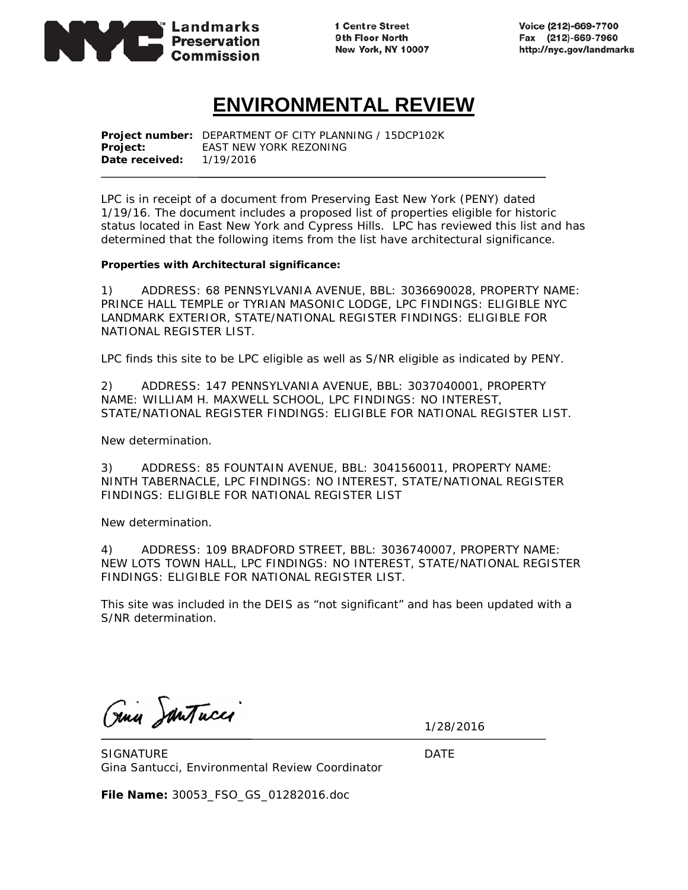NYC Landmarks Preservation Commission

1 Centre Street
9th Floor North
New York, NY 10007

Voice (212)-669-7700
Fax (212)-669-7960
http://nyc.gov/landmarks

# ENVIRONMENTAL REVIEW

**Project number:** DEPARTMENT OF CITY PLANNING / 15DCP102K
**Project:** EAST NEW YORK REZONING
**Date received:** 1/19/2016

---

LPC is in receipt of a document from Preserving East New York (PENY) dated 1/19/16. The document includes a proposed list of properties eligible for historic status located in East New York and Cypress Hills. LPC has reviewed this list and has determined that the following items from the list have architectural significance.

**Properties with Architectural significance:**

1) ADDRESS: 68 PENNSYLVANIA AVENUE, BBL: 3036690028, PROPERTY NAME: PRINCE HALL TEMPLE or TYRIAN MASONIC LODGE, LPC FINDINGS: ELIGIBLE NYC LANDMARK EXTERIOR, STATE/NATIONAL REGISTER FINDINGS: ELIGIBLE FOR NATIONAL REGISTER LIST.

LPC finds this site to be LPC eligible as well as S/NR eligible as indicated by PENY.

2) ADDRESS: 147 PENNSYLVANIA AVENUE, BBL: 3037040001, PROPERTY NAME: WILLIAM H. MAXWELL SCHOOL, LPC FINDINGS: NO INTEREST, STATE/NATIONAL REGISTER FINDINGS: ELIGIBLE FOR NATIONAL REGISTER LIST.

New determination.

3) ADDRESS: 85 FOUNTAIN AVENUE, BBL: 3041560011, PROPERTY NAME: NINTH TABERNACLE, LPC FINDINGS: NO INTEREST, STATE/NATIONAL REGISTER FINDINGS: ELIGIBLE FOR NATIONAL REGISTER LIST

New determination.

4) ADDRESS: 109 BRADFORD STREET, BBL: 3036740007, PROPERTY NAME: NEW LOTS TOWN HALL, LPC FINDINGS: NO INTEREST, STATE/NATIONAL REGISTER FINDINGS: ELIGIBLE FOR NATIONAL REGISTER LIST.

This site was included in the DEIS as "not significant" and has been updated with a S/NR determination.

Gina Santucci

1/28/2016

SIGNATURE DATE
Gina Santucci, Environmental Review Coordinator

**File Name:** 30053_FSO_GS_01282016.doc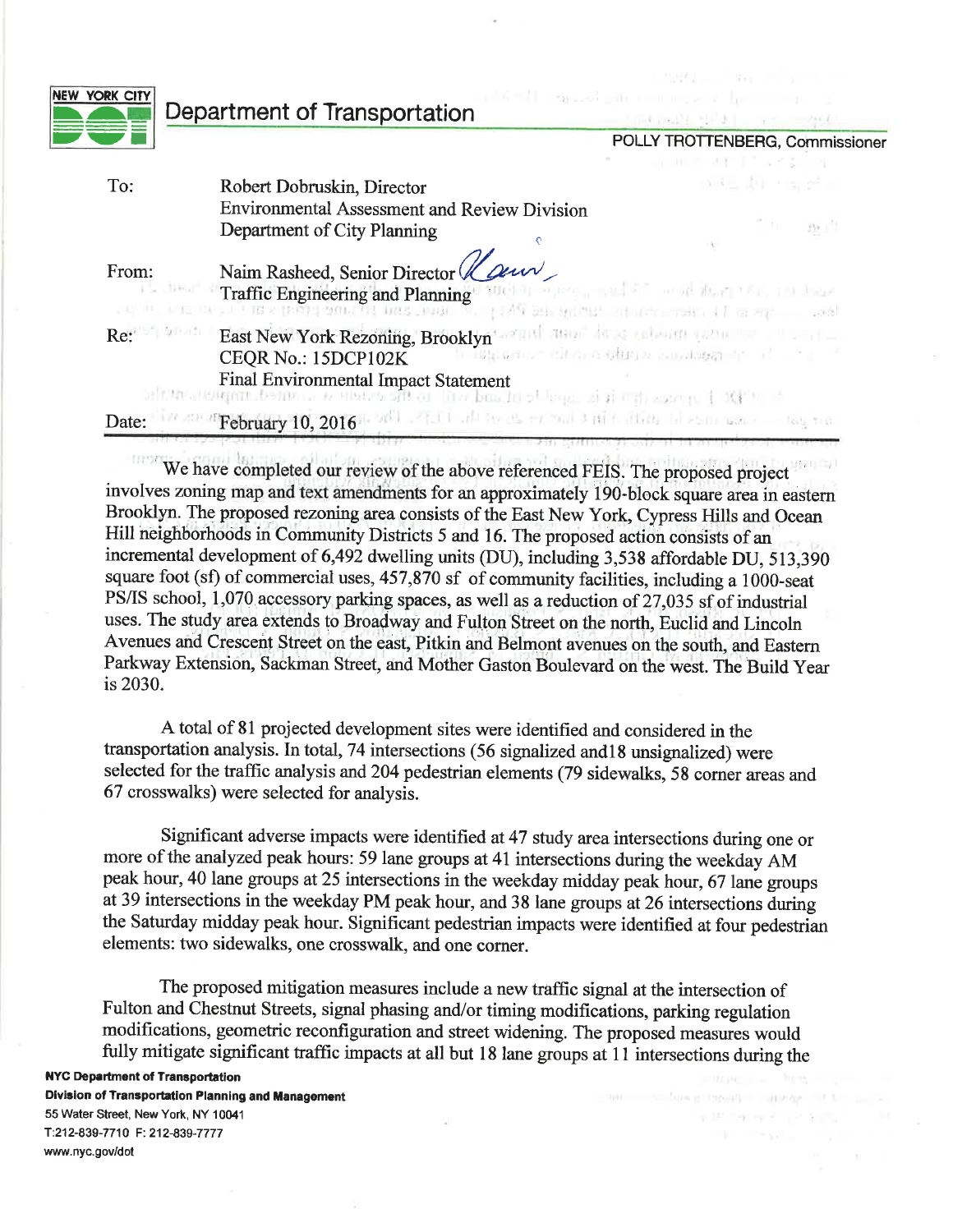NEW YORK CITY DOT

## Department of Transportation

POLLY TROTTENBERG, Commissioner

To: Robert Dobruskin, Director
Environmental Assessment and Review Division
Department of City Planning

From: Naim Rasheed, Senior Director
Traffic Engineering and Planning

Re: East New York Rezoning, Brooklyn
CEQR No.: 15DCP102K
Final Environmental Impact Statement

Date: February 10, 2016

We have completed our review of the above referenced FEIS. The proposed project involves zoning map and text amendments for an approximately 190-block square area in eastern Brooklyn. The proposed rezoning area consists of the East New York, Cypress Hills and Ocean Hill neighborhoods in Community Districts 5 and 16. The proposed action consists of an incremental development of 6,492 dwelling units (DU), including 3,538 affordable DU, 513,390 square foot (sf) of commercial uses, 457,870 sf of community facilities, including a 1000-seat PS/IS school, 1,070 accessory parking spaces, as well as a reduction of 27,035 sf of industrial uses. The study area extends to Broadway and Fulton Street on the north, Euclid and Lincoln Avenues and Crescent Street on the east, Pitkin and Belmont avenues on the south, and Eastern Parkway Extension, Sackman Street, and Mother Gaston Boulevard on the west. The Build Year is 2030.

A total of 81 projected development sites were identified and considered in the transportation analysis. In total, 74 intersections (56 signalized and18 unsignalized) were selected for the traffic analysis and 204 pedestrian elements (79 sidewalks, 58 corner areas and 67 crosswalks) were selected for analysis.

Significant adverse impacts were identified at 47 study area intersections during one or more of the analyzed peak hours: 59 lane groups at 41 intersections during the weekday AM peak hour, 40 lane groups at 25 intersections in the weekday midday peak hour, 67 lane groups at 39 intersections in the weekday PM peak hour, and 38 lane groups at 26 intersections during the Saturday midday peak hour. Significant pedestrian impacts were identified at four pedestrian elements: two sidewalks, one crosswalk, and one corner.

The proposed mitigation measures include a new traffic signal at the intersection of Fulton and Chestnut Streets, signal phasing and/or timing modifications, parking regulation modifications, geometric reconfiguration and street widening. The proposed measures would fully mitigate significant traffic impacts at all but 18 lane groups at 11 intersections during the

**NYC Department of Transportation**
**Division of Transportation Planning and Management**
55 Water Street, New York, NY 10041
T:212-839-7710 F: 212-839-7777
www.nyc.gov/dot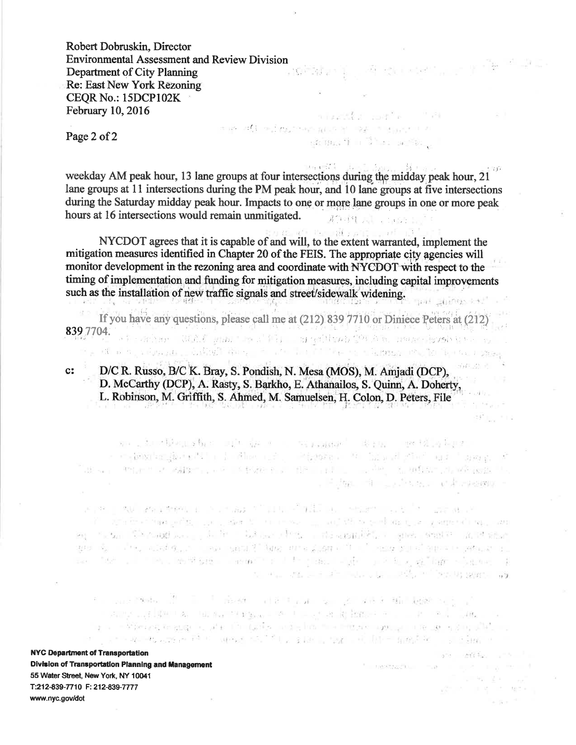Robert Dobruskin, Director
Environmental Assessment and Review Division
Department of City Planning
Re: East New York Rezoning
CEQR No.: 15DCP102K
February 10, 2016

weekday AM peak hour, 13 lane groups at four intersections during the midday peak hour, 21 lane groups at 11 intersections during the PM peak hour, and 10 lane groups at five intersections during the Saturday midday peak hour. Impacts to one or more lane groups in one or more peak hours at 16 intersections would remain unmitigated.

NYCDOT agrees that it is capable of and will, to the extent warranted, implement the mitigation measures identified in Chapter 20 of the FEIS. The appropriate city agencies will monitor development in the rezoning area and coordinate with NYCDOT with respect to the timing of implementation and funding for mitigation measures, including capital improvements such as the installation of new traffic signals and street/sidewalk widening.

If you have any questions, please call me at (212) 839 7710 or Diniece Peters at (212) 839 7704.

c: D/C R. Russo, B/C K. Bray, S. Pondish, N. Mesa (MOS), M. Amjadi (DCP), D. McCarthy (DCP), A. Rasty, S. Barkho, E. Athanailos, S. Quinn, A. Doherty, L. Robinson, M. Griffith, S. Ahmed, M. Samuelsen, H. Colon, D. Peters, File

**NYC Department of Transportation**
**Division of Transportation Planning and Management**
55 Water Street, New York, NY 10041
T:212-839-7710 F: 212-839-7777
www.nyc.gov/dot